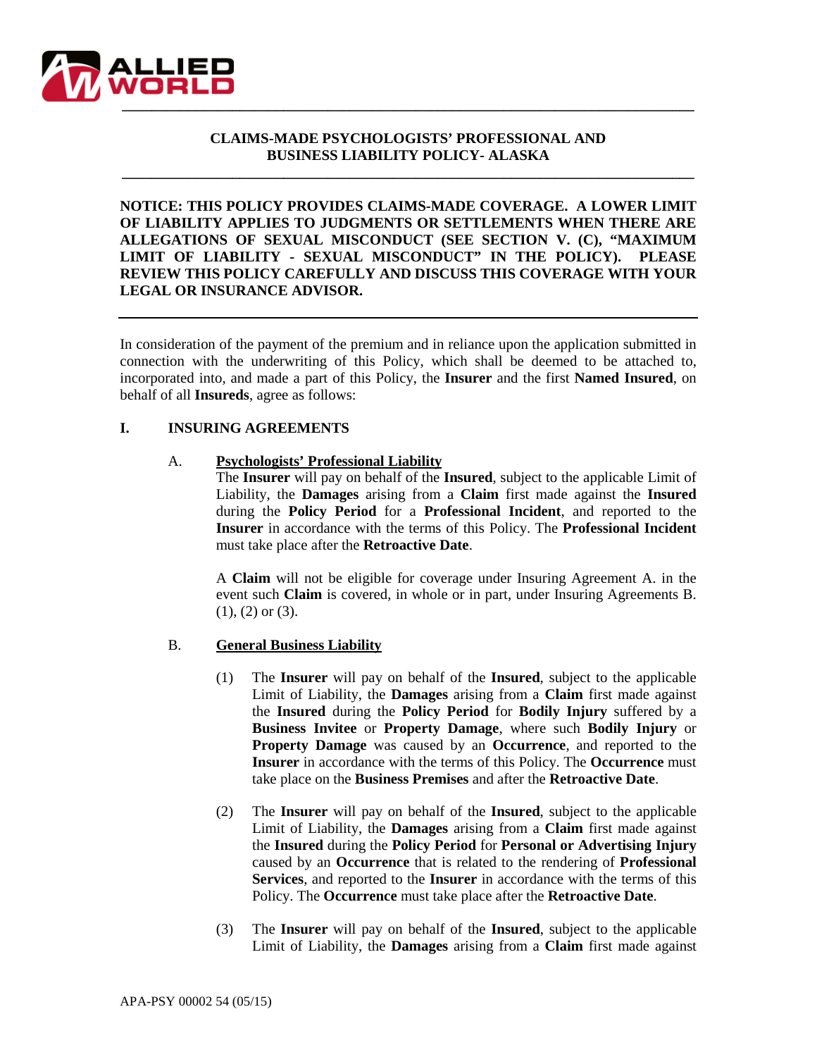# CLAIMS-MADE PSYCHOLOGISTS' PROFESSIONAL AND BUSINESS LIABILITY POLICY- ALASKA

**NOTICE: THIS POLICY PROVIDES CLAIMS-MADE COVERAGE. A LOWER LIMIT OF LIABILITY APPLIES TO JUDGMENTS OR SETTLEMENTS WHEN THERE ARE ALLEGATIONS OF SEXUAL MISCONDUCT (SEE SECTION V. (C), "MAXIMUM LIMIT OF LIABILITY - SEXUAL MISCONDUCT" IN THE POLICY). PLEASE REVIEW THIS POLICY CAREFULLY AND DISCUSS THIS COVERAGE WITH YOUR LEGAL OR INSURANCE ADVISOR.**

In consideration of the payment of the premium and in reliance upon the application submitted in connection with the underwriting of this Policy, which shall be deemed to be attached to, incorporated into, and made a part of this Policy, the **Insurer** and the first **Named Insured**, on behalf of all **Insureds**, agree as follows:

## I. INSURING AGREEMENTS

### A. Psychologists' Professional Liability

The **Insurer** will pay on behalf of the **Insured**, subject to the applicable Limit of Liability, the **Damages** arising from a **Claim** first made against the **Insured** during the **Policy Period** for a **Professional Incident**, and reported to the **Insurer** in accordance with the terms of this Policy. The **Professional Incident** must take place after the **Retroactive Date**.

A **Claim** will not be eligible for coverage under Insuring Agreement A. in the event such **Claim** is covered, in whole or in part, under Insuring Agreements B. (1), (2) or (3).

### B. General Business Liability

(1) The **Insurer** will pay on behalf of the **Insured**, subject to the applicable Limit of Liability, the **Damages** arising from a **Claim** first made against the **Insured** during the **Policy Period** for **Bodily Injury** suffered by a **Business Invitee** or **Property Damage**, where such **Bodily Injury** or **Property Damage** was caused by an **Occurrence**, and reported to the **Insurer** in accordance with the terms of this Policy. The **Occurrence** must take place on the **Business Premises** and after the **Retroactive Date**.

(2) The **Insurer** will pay on behalf of the **Insured**, subject to the applicable Limit of Liability, the **Damages** arising from a **Claim** first made against the **Insured** during the **Policy Period** for **Personal or Advertising Injury** caused by an **Occurrence** that is related to the rendering of **Professional Services**, and reported to the **Insurer** in accordance with the terms of this Policy. The **Occurrence** must take place after the **Retroactive Date**.

(3) The **Insurer** will pay on behalf of the **Insured**, subject to the applicable Limit of Liability, the **Damages** arising from a **Claim** first made against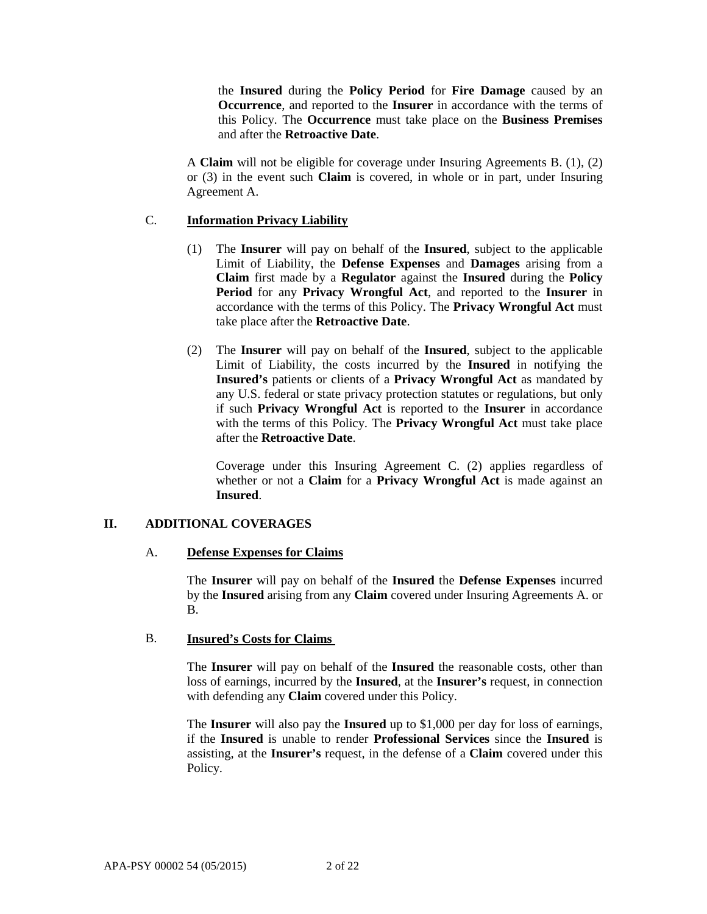the **Insured** during the **Policy Period** for **Fire Damage** caused by an **Occurrence**, and reported to the **Insurer** in accordance with the terms of this Policy. The **Occurrence** must take place on the **Business Premises** and after the **Retroactive Date**.

A **Claim** will not be eligible for coverage under Insuring Agreements B. (1), (2) or (3) in the event such **Claim** is covered, in whole or in part, under Insuring Agreement A.

### C. Information Privacy Liability

(1) The **Insurer** will pay on behalf of the **Insured**, subject to the applicable Limit of Liability, the **Defense Expenses** and **Damages** arising from a **Claim** first made by a **Regulator** against the **Insured** during the **Policy Period** for any **Privacy Wrongful Act**, and reported to the **Insurer** in accordance with the terms of this Policy. The **Privacy Wrongful Act** must take place after the **Retroactive Date**.

(2) The **Insurer** will pay on behalf of the **Insured**, subject to the applicable Limit of Liability, the costs incurred by the **Insured** in notifying the **Insured's** patients or clients of a **Privacy Wrongful Act** as mandated by any U.S. federal or state privacy protection statutes or regulations, but only if such **Privacy Wrongful Act** is reported to the **Insurer** in accordance with the terms of this Policy. The **Privacy Wrongful Act** must take place after the **Retroactive Date**.

Coverage under this Insuring Agreement C. (2) applies regardless of whether or not a **Claim** for a **Privacy Wrongful Act** is made against an **Insured**.

## II. ADDITIONAL COVERAGES

### A. Defense Expenses for Claims

The **Insurer** will pay on behalf of the **Insured** the **Defense Expenses** incurred by the **Insured** arising from any **Claim** covered under Insuring Agreements A. or B.

### B. Insured's Costs for Claims

The **Insurer** will pay on behalf of the **Insured** the reasonable costs, other than loss of earnings, incurred by the **Insured**, at the **Insurer's** request, in connection with defending any **Claim** covered under this Policy.

The **Insurer** will also pay the **Insured** up to $1,000 per day for loss of earnings, if the **Insured** is unable to render **Professional Services** since the **Insured** is assisting, at the **Insurer's** request, in the defense of a **Claim** covered under this Policy.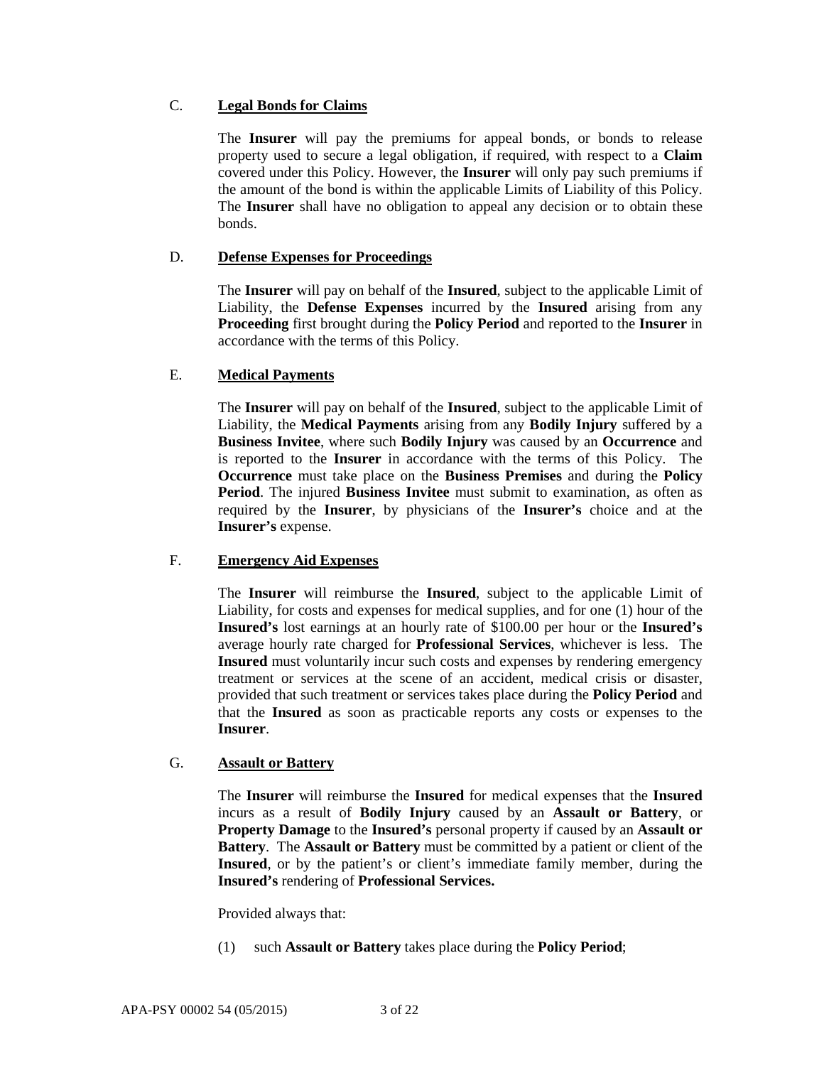C. **<u>Legal Bonds for Claims</u>**

The **Insurer** will pay the premiums for appeal bonds, or bonds to release property used to secure a legal obligation, if required, with respect to a **Claim** covered under this Policy. However, the **Insurer** will only pay such premiums if the amount of the bond is within the applicable Limits of Liability of this Policy. The **Insurer** shall have no obligation to appeal any decision or to obtain these bonds.

D. **<u>Defense Expenses for Proceedings</u>**

The **Insurer** will pay on behalf of the **Insured**, subject to the applicable Limit of Liability, the **Defense Expenses** incurred by the **Insured** arising from any **Proceeding** first brought during the **Policy Period** and reported to the **Insurer** in accordance with the terms of this Policy.

E. **<u>Medical Payments</u>**

The **Insurer** will pay on behalf of the **Insured**, subject to the applicable Limit of Liability, the **Medical Payments** arising from any **Bodily Injury** suffered by a **Business Invitee**, where such **Bodily Injury** was caused by an **Occurrence** and is reported to the **Insurer** in accordance with the terms of this Policy. The **Occurrence** must take place on the **Business Premises** and during the **Policy Period**. The injured **Business Invitee** must submit to examination, as often as required by the **Insurer**, by physicians of the **Insurer's** choice and at the **Insurer's** expense.

F. **<u>Emergency Aid Expenses</u>**

The **Insurer** will reimburse the **Insured**, subject to the applicable Limit of Liability, for costs and expenses for medical supplies, and for one (1) hour of the **Insured's** lost earnings at an hourly rate of $100.00 per hour or the **Insured's** average hourly rate charged for **Professional Services**, whichever is less. The **Insured** must voluntarily incur such costs and expenses by rendering emergency treatment or services at the scene of an accident, medical crisis or disaster, provided that such treatment or services takes place during the **Policy Period** and that the **Insured** as soon as practicable reports any costs or expenses to the **Insurer**.

G. **<u>Assault or Battery</u>**

The **Insurer** will reimburse the **Insured** for medical expenses that the **Insured** incurs as a result of **Bodily Injury** caused by an **Assault or Battery**, or **Property Damage** to the **Insured's** personal property if caused by an **Assault or Battery**. The **Assault or Battery** must be committed by a patient or client of the **Insured**, or by the patient's or client's immediate family member, during the **Insured's** rendering of **Professional Services.**

Provided always that:

(1) such **Assault or Battery** takes place during the **Policy Period**;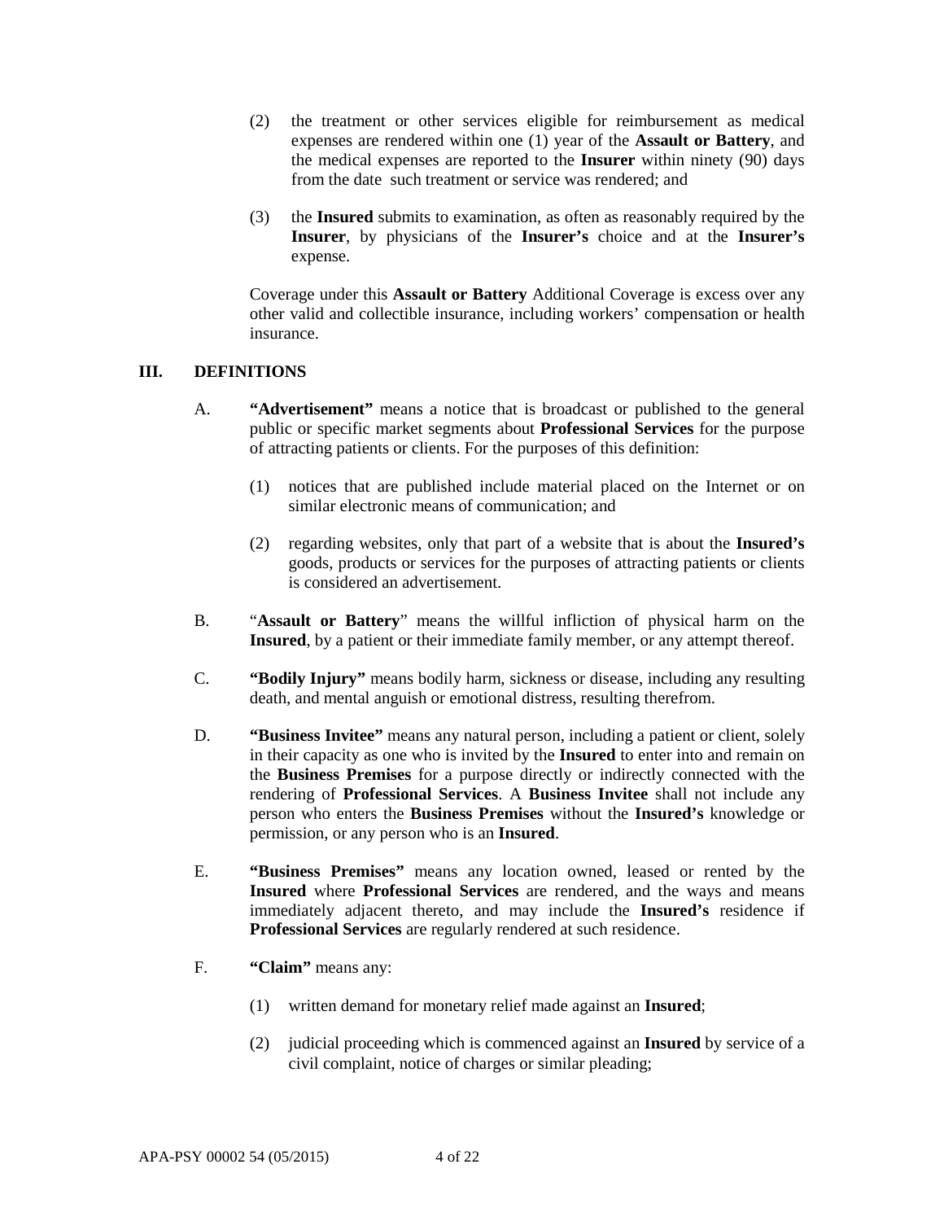(2) the treatment or other services eligible for reimbursement as medical expenses are rendered within one (1) year of the **Assault or Battery**, and the medical expenses are reported to the **Insurer** within ninety (90) days from the date such treatment or service was rendered; and

(3) the **Insured** submits to examination, as often as reasonably required by the **Insurer**, by physicians of the **Insurer's** choice and at the **Insurer's** expense.

Coverage under this **Assault or Battery** Additional Coverage is excess over any other valid and collectible insurance, including workers' compensation or health insurance.

## III. DEFINITIONS

A. **"Advertisement"** means a notice that is broadcast or published to the general public or specific market segments about **Professional Services** for the purpose of attracting patients or clients. For the purposes of this definition:

(1) notices that are published include material placed on the Internet or on similar electronic means of communication; and

(2) regarding websites, only that part of a website that is about the **Insured's** goods, products or services for the purposes of attracting patients or clients is considered an advertisement.

B. "**Assault or Battery**" means the willful infliction of physical harm on the **Insured**, by a patient or their immediate family member, or any attempt thereof.

C. **"Bodily Injury"** means bodily harm, sickness or disease, including any resulting death, and mental anguish or emotional distress, resulting therefrom.

D. **"Business Invitee"** means any natural person, including a patient or client, solely in their capacity as one who is invited by the **Insured** to enter into and remain on the **Business Premises** for a purpose directly or indirectly connected with the rendering of **Professional Services**. A **Business Invitee** shall not include any person who enters the **Business Premises** without the **Insured's** knowledge or permission, or any person who is an **Insured**.

E. **"Business Premises"** means any location owned, leased or rented by the **Insured** where **Professional Services** are rendered, and the ways and means immediately adjacent thereto, and may include the **Insured's** residence if **Professional Services** are regularly rendered at such residence.

F. **"Claim"** means any:

(1) written demand for monetary relief made against an **Insured**;

(2) judicial proceeding which is commenced against an **Insured** by service of a civil complaint, notice of charges or similar pleading;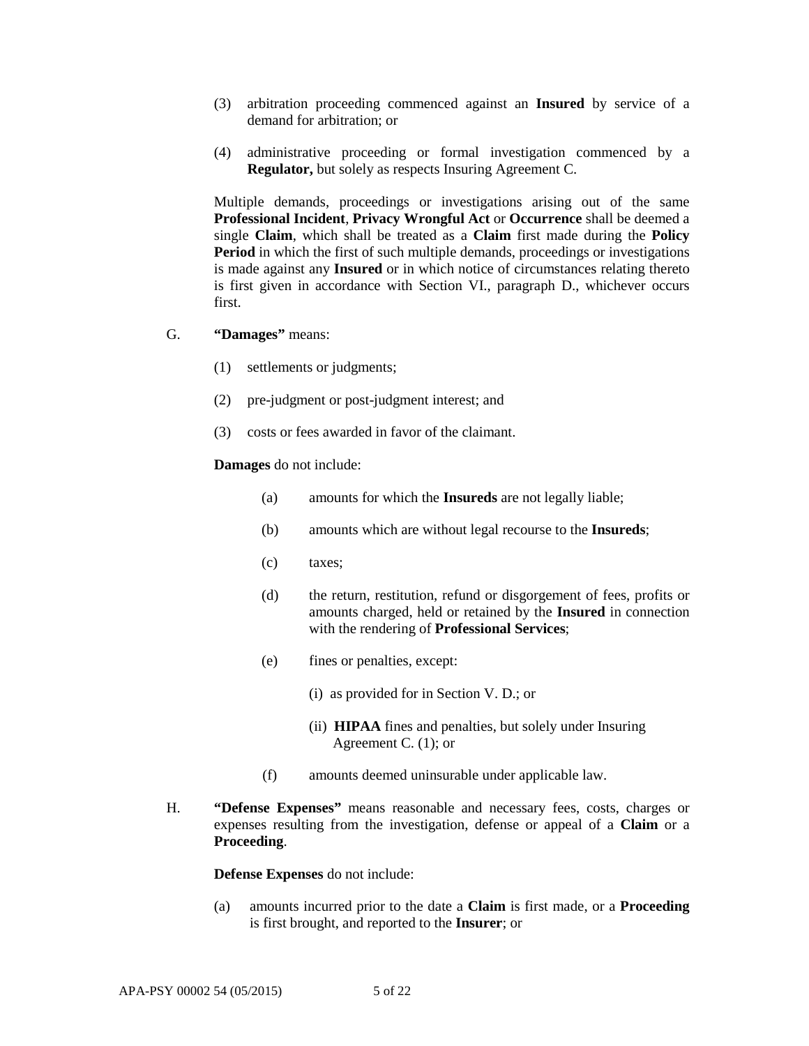(3) arbitration proceeding commenced against an **Insured** by service of a demand for arbitration; or

(4) administrative proceeding or formal investigation commenced by a **Regulator,** but solely as respects Insuring Agreement C.

Multiple demands, proceedings or investigations arising out of the same **Professional Incident**, **Privacy Wrongful Act** or **Occurrence** shall be deemed a single **Claim**, which shall be treated as a **Claim** first made during the **Policy Period** in which the first of such multiple demands, proceedings or investigations is made against any **Insured** or in which notice of circumstances relating thereto is first given in accordance with Section VI., paragraph D., whichever occurs first.

G. **"Damages"** means:

(1) settlements or judgments;

(2) pre-judgment or post-judgment interest; and

(3) costs or fees awarded in favor of the claimant.

**Damages** do not include:

(a) amounts for which the **Insureds** are not legally liable;

(b) amounts which are without legal recourse to the **Insureds**;

(c) taxes;

(d) the return, restitution, refund or disgorgement of fees, profits or amounts charged, held or retained by the **Insured** in connection with the rendering of **Professional Services**;

(e) fines or penalties, except:

(i) as provided for in Section V. D.; or

(ii) **HIPAA** fines and penalties, but solely under Insuring Agreement C. (1); or

(f) amounts deemed uninsurable under applicable law.

H. **"Defense Expenses"** means reasonable and necessary fees, costs, charges or expenses resulting from the investigation, defense or appeal of a **Claim** or a **Proceeding**.

**Defense Expenses** do not include:

(a) amounts incurred prior to the date a **Claim** is first made, or a **Proceeding** is first brought, and reported to the **Insurer**; or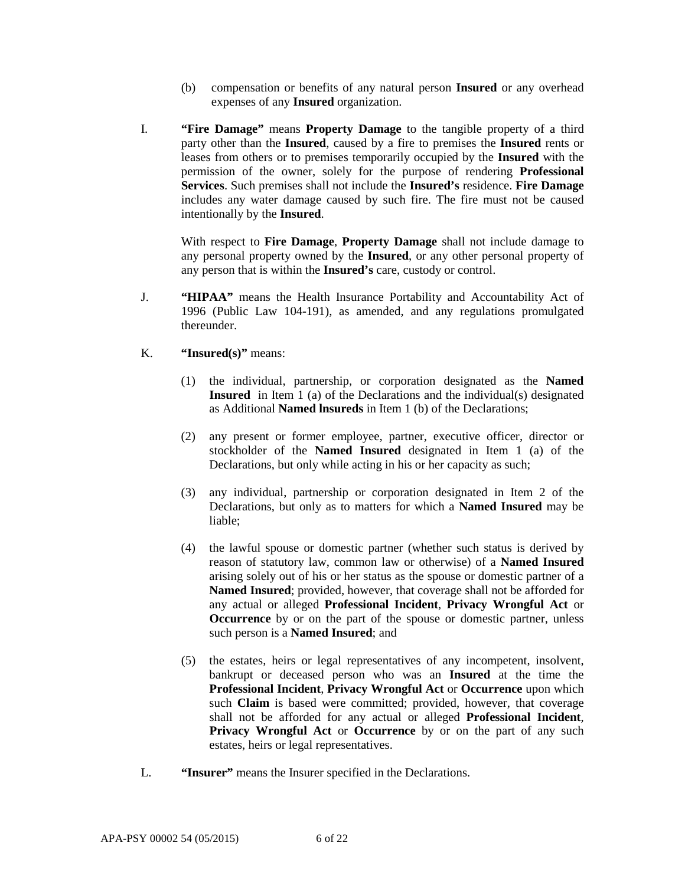(b) compensation or benefits of any natural person **Insured** or any overhead expenses of any **Insured** organization.

I. **"Fire Damage"** means **Property Damage** to the tangible property of a third party other than the **Insured**, caused by a fire to premises the **Insured** rents or leases from others or to premises temporarily occupied by the **Insured** with the permission of the owner, solely for the purpose of rendering **Professional Services**. Such premises shall not include the **Insured's** residence. **Fire Damage** includes any water damage caused by such fire. The fire must not be caused intentionally by the **Insured**.

With respect to **Fire Damage**, **Property Damage** shall not include damage to any personal property owned by the **Insured**, or any other personal property of any person that is within the **Insured's** care, custody or control.

J. **"HIPAA"** means the Health Insurance Portability and Accountability Act of 1996 (Public Law 104-191), as amended, and any regulations promulgated thereunder.

K. **"Insured(s)"** means:

(1) the individual, partnership, or corporation designated as the **Named Insured** in Item 1 (a) of the Declarations and the individual(s) designated as Additional **Named lnsureds** in Item 1 (b) of the Declarations;

(2) any present or former employee, partner, executive officer, director or stockholder of the **Named Insured** designated in Item 1 (a) of the Declarations, but only while acting in his or her capacity as such;

(3) any individual, partnership or corporation designated in Item 2 of the Declarations, but only as to matters for which a **Named Insured** may be liable;

(4) the lawful spouse or domestic partner (whether such status is derived by reason of statutory law, common law or otherwise) of a **Named Insured** arising solely out of his or her status as the spouse or domestic partner of a **Named Insured**; provided, however, that coverage shall not be afforded for any actual or alleged **Professional Incident**, **Privacy Wrongful Act** or **Occurrence** by or on the part of the spouse or domestic partner, unless such person is a **Named Insured**; and

(5) the estates, heirs or legal representatives of any incompetent, insolvent, bankrupt or deceased person who was an **Insured** at the time the **Professional Incident**, **Privacy Wrongful Act** or **Occurrence** upon which such **Claim** is based were committed; provided, however, that coverage shall not be afforded for any actual or alleged **Professional Incident**, **Privacy Wrongful Act** or **Occurrence** by or on the part of any such estates, heirs or legal representatives.

L. **"Insurer"** means the Insurer specified in the Declarations.

APA-PSY 00002 54 (05/2015)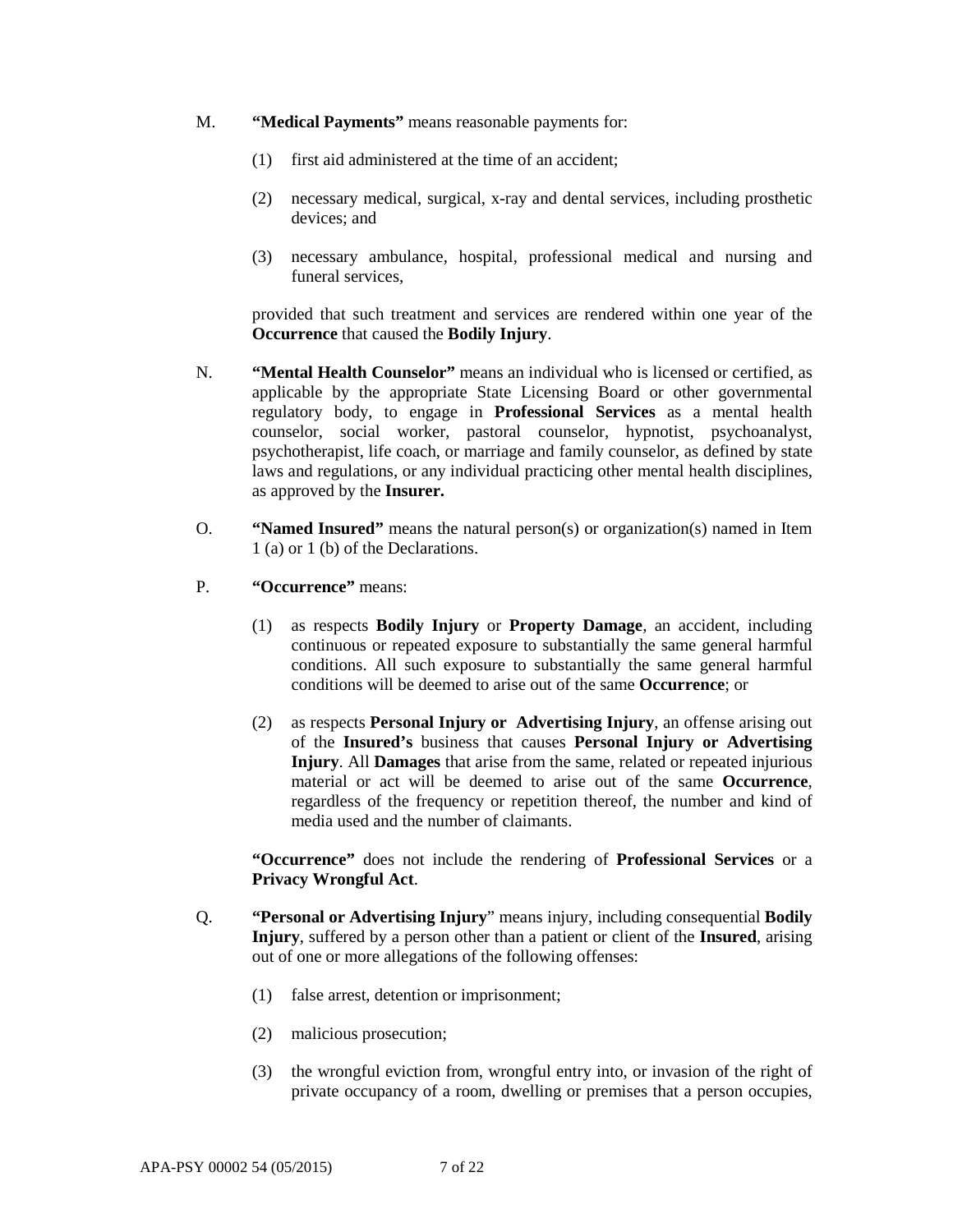M. **"Medical Payments"** means reasonable payments for:

(1) first aid administered at the time of an accident;

(2) necessary medical, surgical, x-ray and dental services, including prosthetic devices; and

(3) necessary ambulance, hospital, professional medical and nursing and funeral services,

provided that such treatment and services are rendered within one year of the **Occurrence** that caused the **Bodily Injury**.

N. **"Mental Health Counselor"** means an individual who is licensed or certified, as applicable by the appropriate State Licensing Board or other governmental regulatory body, to engage in **Professional Services** as a mental health counselor, social worker, pastoral counselor, hypnotist, psychoanalyst, psychotherapist, life coach, or marriage and family counselor, as defined by state laws and regulations, or any individual practicing other mental health disciplines, as approved by the **Insurer.**

O. **"Named Insured"** means the natural person(s) or organization(s) named in Item 1 (a) or 1 (b) of the Declarations.

P. **"Occurrence"** means:

(1) as respects **Bodily Injury** or **Property Damage**, an accident, including continuous or repeated exposure to substantially the same general harmful conditions. All such exposure to substantially the same general harmful conditions will be deemed to arise out of the same **Occurrence**; or

(2) as respects **Personal Injury or Advertising Injury**, an offense arising out of the **Insured's** business that causes **Personal Injury or Advertising Injury**. All **Damages** that arise from the same, related or repeated injurious material or act will be deemed to arise out of the same **Occurrence**, regardless of the frequency or repetition thereof, the number and kind of media used and the number of claimants.

**"Occurrence"** does not include the rendering of **Professional Services** or a **Privacy Wrongful Act**.

Q. **"Personal or Advertising Injury"** means injury, including consequential **Bodily Injury**, suffered by a person other than a patient or client of the **Insured**, arising out of one or more allegations of the following offenses:

(1) false arrest, detention or imprisonment;

(2) malicious prosecution;

(3) the wrongful eviction from, wrongful entry into, or invasion of the right of private occupancy of a room, dwelling or premises that a person occupies,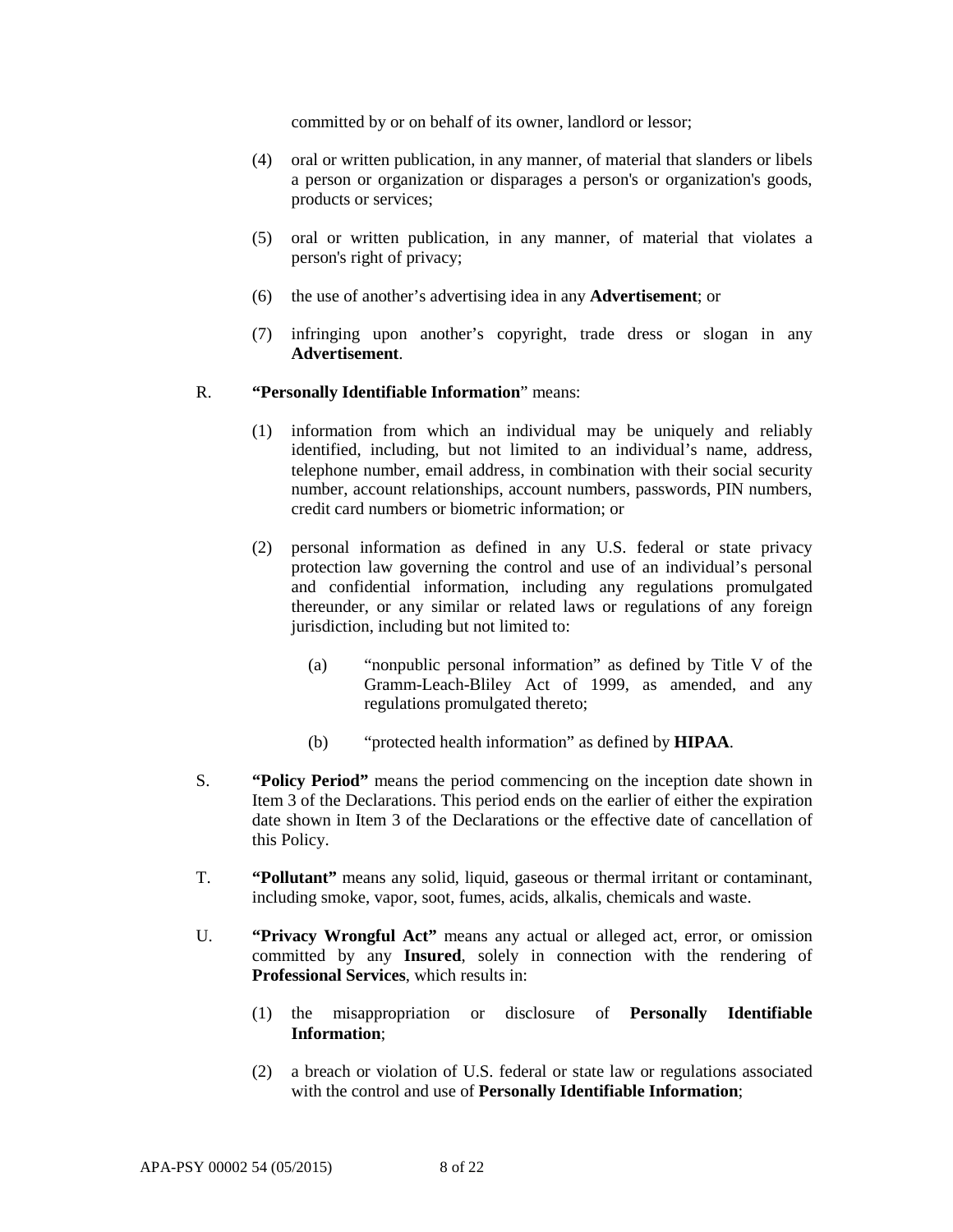committed by or on behalf of its owner, landlord or lessor;

(4) oral or written publication, in any manner, of material that slanders or libels a person or organization or disparages a person's or organization's goods, products or services;

(5) oral or written publication, in any manner, of material that violates a person's right of privacy;

(6) the use of another's advertising idea in any **Advertisement**; or

(7) infringing upon another's copyright, trade dress or slogan in any **Advertisement**.

R. **"Personally Identifiable Information"** means:

(1) information from which an individual may be uniquely and reliably identified, including, but not limited to an individual's name, address, telephone number, email address, in combination with their social security number, account relationships, account numbers, passwords, PIN numbers, credit card numbers or biometric information; or

(2) personal information as defined in any U.S. federal or state privacy protection law governing the control and use of an individual's personal and confidential information, including any regulations promulgated thereunder, or any similar or related laws or regulations of any foreign jurisdiction, including but not limited to:

(a) "nonpublic personal information" as defined by Title V of the Gramm-Leach-Bliley Act of 1999, as amended, and any regulations promulgated thereto;

(b) "protected health information" as defined by **HIPAA**.

S. **"Policy Period"** means the period commencing on the inception date shown in Item 3 of the Declarations. This period ends on the earlier of either the expiration date shown in Item 3 of the Declarations or the effective date of cancellation of this Policy.

T. **"Pollutant"** means any solid, liquid, gaseous or thermal irritant or contaminant, including smoke, vapor, soot, fumes, acids, alkalis, chemicals and waste.

U. **"Privacy Wrongful Act"** means any actual or alleged act, error, or omission committed by any **Insured**, solely in connection with the rendering of **Professional Services**, which results in:

(1) the misappropriation or disclosure of **Personally Identifiable Information**;

(2) a breach or violation of U.S. federal or state law or regulations associated with the control and use of **Personally Identifiable Information**;

APA-PSY 00002 54 (05/2015)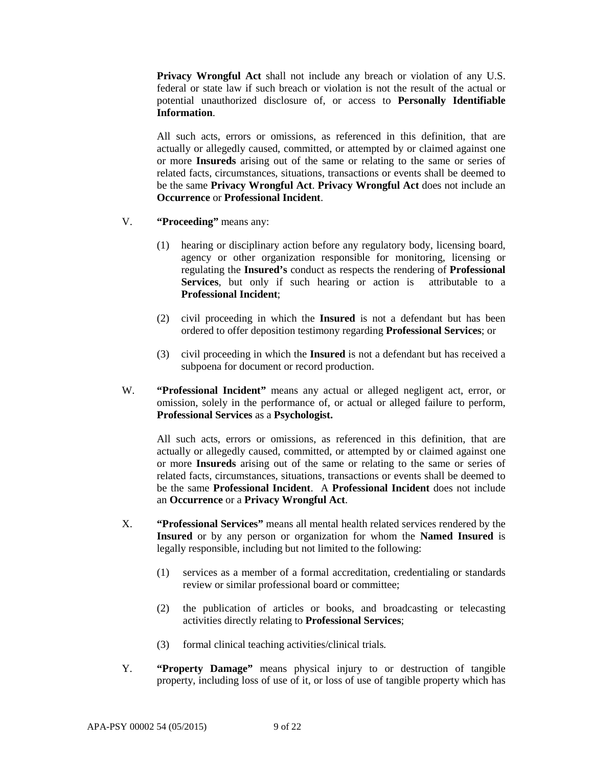**Privacy Wrongful Act** shall not include any breach or violation of any U.S. federal or state law if such breach or violation is not the result of the actual or potential unauthorized disclosure of, or access to **Personally Identifiable Information**.

All such acts, errors or omissions, as referenced in this definition, that are actually or allegedly caused, committed, or attempted by or claimed against one or more **Insureds** arising out of the same or relating to the same or series of related facts, circumstances, situations, transactions or events shall be deemed to be the same **Privacy Wrongful Act**. **Privacy Wrongful Act** does not include an **Occurrence** or **Professional Incident**.

V. **"Proceeding"** means any:

(1) hearing or disciplinary action before any regulatory body, licensing board, agency or other organization responsible for monitoring, licensing or regulating the **Insured's** conduct as respects the rendering of **Professional Services**, but only if such hearing or action is attributable to a **Professional Incident**;

(2) civil proceeding in which the **Insured** is not a defendant but has been ordered to offer deposition testimony regarding **Professional Services**; or

(3) civil proceeding in which the **Insured** is not a defendant but has received a subpoena for document or record production.

W. **"Professional Incident"** means any actual or alleged negligent act, error, or omission, solely in the performance of, or actual or alleged failure to perform, **Professional Services** as a **Psychologist.**

All such acts, errors or omissions, as referenced in this definition, that are actually or allegedly caused, committed, or attempted by or claimed against one or more **Insureds** arising out of the same or relating to the same or series of related facts, circumstances, situations, transactions or events shall be deemed to be the same **Professional Incident**. A **Professional Incident** does not include an **Occurrence** or a **Privacy Wrongful Act**.

X. **"Professional Services"** means all mental health related services rendered by the **Insured** or by any person or organization for whom the **Named Insured** is legally responsible, including but not limited to the following:

(1) services as a member of a formal accreditation, credentialing or standards review or similar professional board or committee;

(2) the publication of articles or books, and broadcasting or telecasting activities directly relating to **Professional Services**;

(3) formal clinical teaching activities/clinical trials.

Y. **"Property Damage"** means physical injury to or destruction of tangible property, including loss of use of it, or loss of use of tangible property which has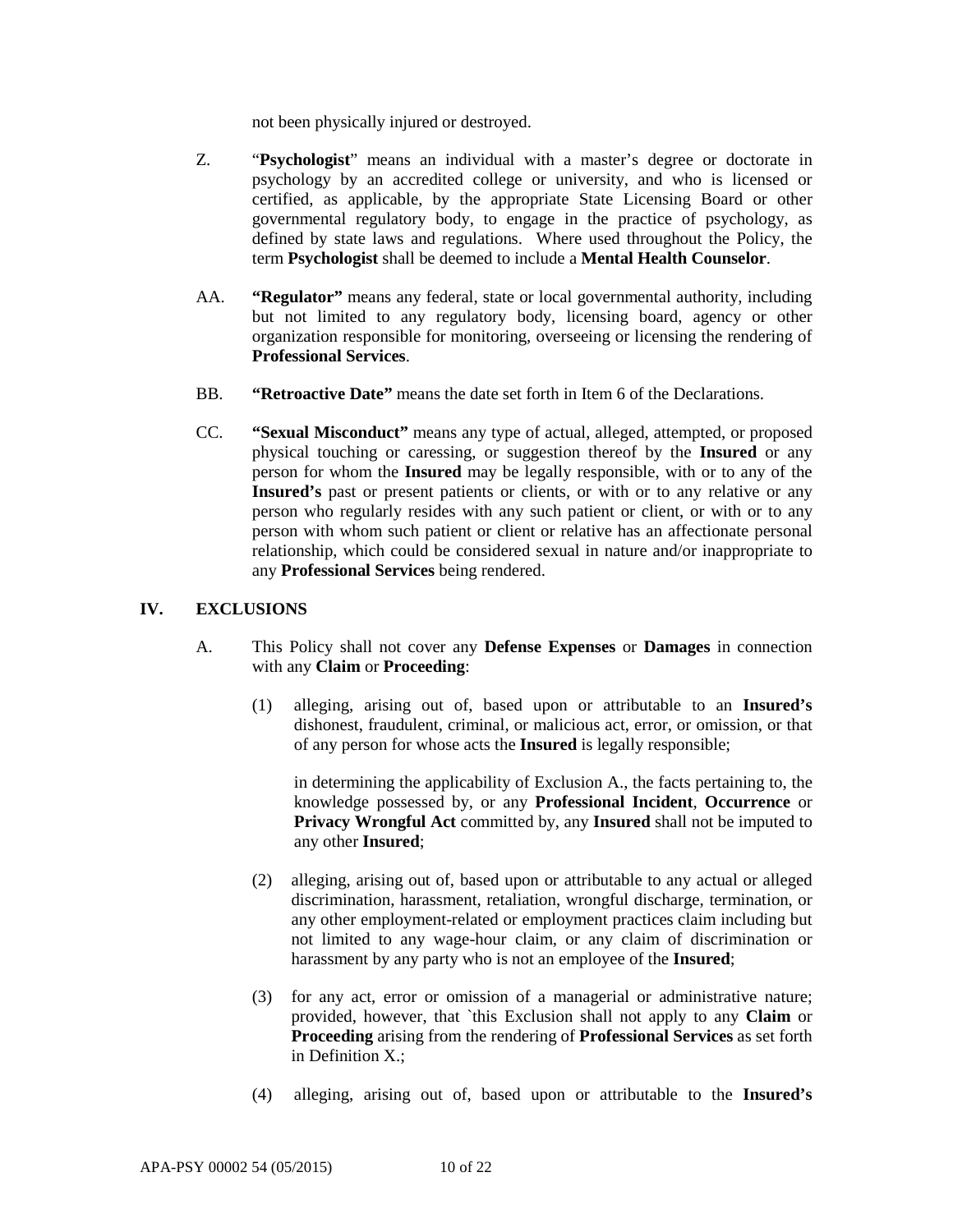not been physically injured or destroyed.

Z. "**Psychologist**" means an individual with a master's degree or doctorate in psychology by an accredited college or university, and who is licensed or certified, as applicable, by the appropriate State Licensing Board or other governmental regulatory body, to engage in the practice of psychology, as defined by state laws and regulations. Where used throughout the Policy, the term **Psychologist** shall be deemed to include a **Mental Health Counselor**.

AA. **"Regulator"** means any federal, state or local governmental authority, including but not limited to any regulatory body, licensing board, agency or other organization responsible for monitoring, overseeing or licensing the rendering of **Professional Services**.

BB. **"Retroactive Date"** means the date set forth in Item 6 of the Declarations.

CC. **"Sexual Misconduct"** means any type of actual, alleged, attempted, or proposed physical touching or caressing, or suggestion thereof by the **Insured** or any person for whom the **Insured** may be legally responsible, with or to any of the **Insured's** past or present patients or clients, or with or to any relative or any person who regularly resides with any such patient or client, or with or to any person with whom such patient or client or relative has an affectionate personal relationship, which could be considered sexual in nature and/or inappropriate to any **Professional Services** being rendered.

## IV. EXCLUSIONS

A. This Policy shall not cover any **Defense Expenses** or **Damages** in connection with any **Claim** or **Proceeding**:

(1) alleging, arising out of, based upon or attributable to an **Insured's** dishonest, fraudulent, criminal, or malicious act, error, or omission, or that of any person for whose acts the **Insured** is legally responsible;

in determining the applicability of Exclusion A., the facts pertaining to, the knowledge possessed by, or any **Professional Incident**, **Occurrence** or **Privacy Wrongful Act** committed by, any **Insured** shall not be imputed to any other **Insured**;

(2) alleging, arising out of, based upon or attributable to any actual or alleged discrimination, harassment, retaliation, wrongful discharge, termination, or any other employment-related or employment practices claim including but not limited to any wage-hour claim, or any claim of discrimination or harassment by any party who is not an employee of the **Insured**;

(3) for any act, error or omission of a managerial or administrative nature; provided, however, that `this Exclusion shall not apply to any **Claim** or **Proceeding** arising from the rendering of **Professional Services** as set forth in Definition X.;

(4) alleging, arising out of, based upon or attributable to the **Insured's**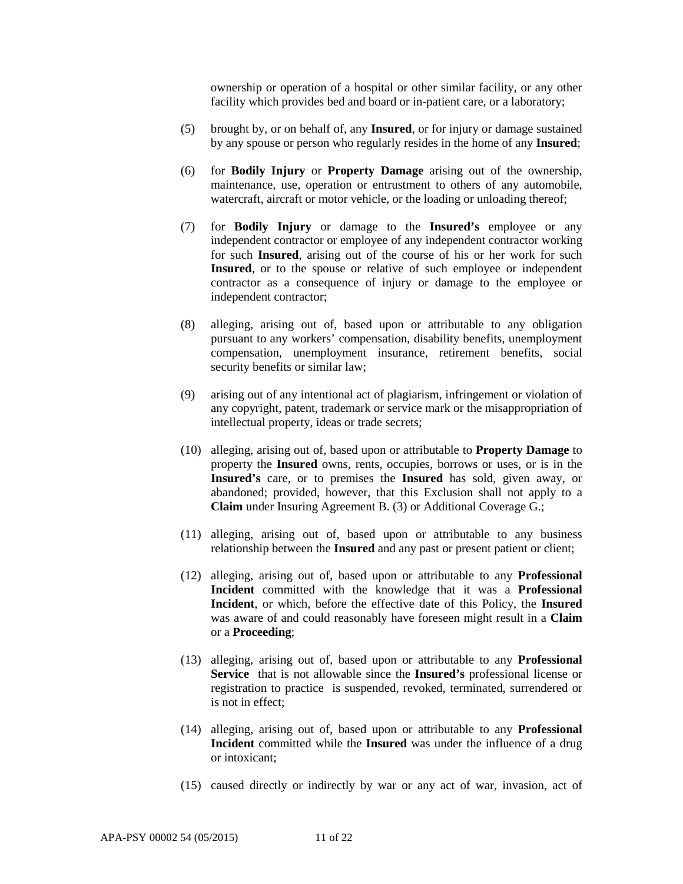ownership or operation of a hospital or other similar facility, or any other facility which provides bed and board or in-patient care, or a laboratory;

(5) brought by, or on behalf of, any **Insured**, or for injury or damage sustained by any spouse or person who regularly resides in the home of any **Insured**;

(6) for **Bodily Injury** or **Property Damage** arising out of the ownership, maintenance, use, operation or entrustment to others of any automobile, watercraft, aircraft or motor vehicle, or the loading or unloading thereof;

(7) for **Bodily Injury** or damage to the **Insured's** employee or any independent contractor or employee of any independent contractor working for such **Insured**, arising out of the course of his or her work for such **Insured**, or to the spouse or relative of such employee or independent contractor as a consequence of injury or damage to the employee or independent contractor;

(8) alleging, arising out of, based upon or attributable to any obligation pursuant to any workers' compensation, disability benefits, unemployment compensation, unemployment insurance, retirement benefits, social security benefits or similar law;

(9) arising out of any intentional act of plagiarism, infringement or violation of any copyright, patent, trademark or service mark or the misappropriation of intellectual property, ideas or trade secrets;

(10) alleging, arising out of, based upon or attributable to **Property Damage** to property the **Insured** owns, rents, occupies, borrows or uses, or is in the **Insured's** care, or to premises the **Insured** has sold, given away, or abandoned; provided, however, that this Exclusion shall not apply to a **Claim** under Insuring Agreement B. (3) or Additional Coverage G.;

(11) alleging, arising out of, based upon or attributable to any business relationship between the **Insured** and any past or present patient or client;

(12) alleging, arising out of, based upon or attributable to any **Professional Incident** committed with the knowledge that it was a **Professional Incident**, or which, before the effective date of this Policy, the **Insured** was aware of and could reasonably have foreseen might result in a **Claim** or a **Proceeding**;

(13) alleging, arising out of, based upon or attributable to any **Professional Service** that is not allowable since the **Insured's** professional license or registration to practice is suspended, revoked, terminated, surrendered or is not in effect;

(14) alleging, arising out of, based upon or attributable to any **Professional Incident** committed while the **Insured** was under the influence of a drug or intoxicant;

(15) caused directly or indirectly by war or any act of war, invasion, act of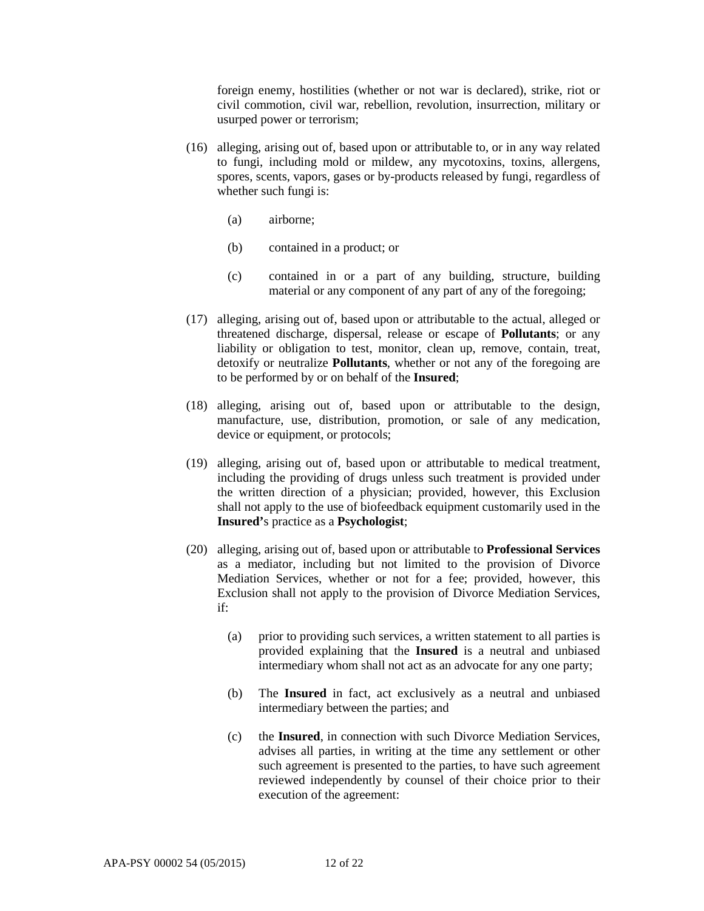foreign enemy, hostilities (whether or not war is declared), strike, riot or civil commotion, civil war, rebellion, revolution, insurrection, military or usurped power or terrorism;

(16) alleging, arising out of, based upon or attributable to, or in any way related to fungi, including mold or mildew, any mycotoxins, toxins, allergens, spores, scents, vapors, gases or by-products released by fungi, regardless of whether such fungi is:

(a) airborne;

(b) contained in a product; or

(c) contained in or a part of any building, structure, building material or any component of any part of any of the foregoing;

(17) alleging, arising out of, based upon or attributable to the actual, alleged or threatened discharge, dispersal, release or escape of **Pollutants**; or any liability or obligation to test, monitor, clean up, remove, contain, treat, detoxify or neutralize **Pollutants**, whether or not any of the foregoing are to be performed by or on behalf of the **Insured**;

(18) alleging, arising out of, based upon or attributable to the design, manufacture, use, distribution, promotion, or sale of any medication, device or equipment, or protocols;

(19) alleging, arising out of, based upon or attributable to medical treatment, including the providing of drugs unless such treatment is provided under the written direction of a physician; provided, however, this Exclusion shall not apply to the use of biofeedback equipment customarily used in the **Insured's** practice as a **Psychologist**;

(20) alleging, arising out of, based upon or attributable to **Professional Services** as a mediator, including but not limited to the provision of Divorce Mediation Services, whether or not for a fee; provided, however, this Exclusion shall not apply to the provision of Divorce Mediation Services, if:

(a) prior to providing such services, a written statement to all parties is provided explaining that the **Insured** is a neutral and unbiased intermediary whom shall not act as an advocate for any one party;

(b) The **Insured** in fact, act exclusively as a neutral and unbiased intermediary between the parties; and

(c) the **Insured**, in connection with such Divorce Mediation Services, advises all parties, in writing at the time any settlement or other such agreement is presented to the parties, to have such agreement reviewed independently by counsel of their choice prior to their execution of the agreement:

APA-PSY 00002 54 (05/2015)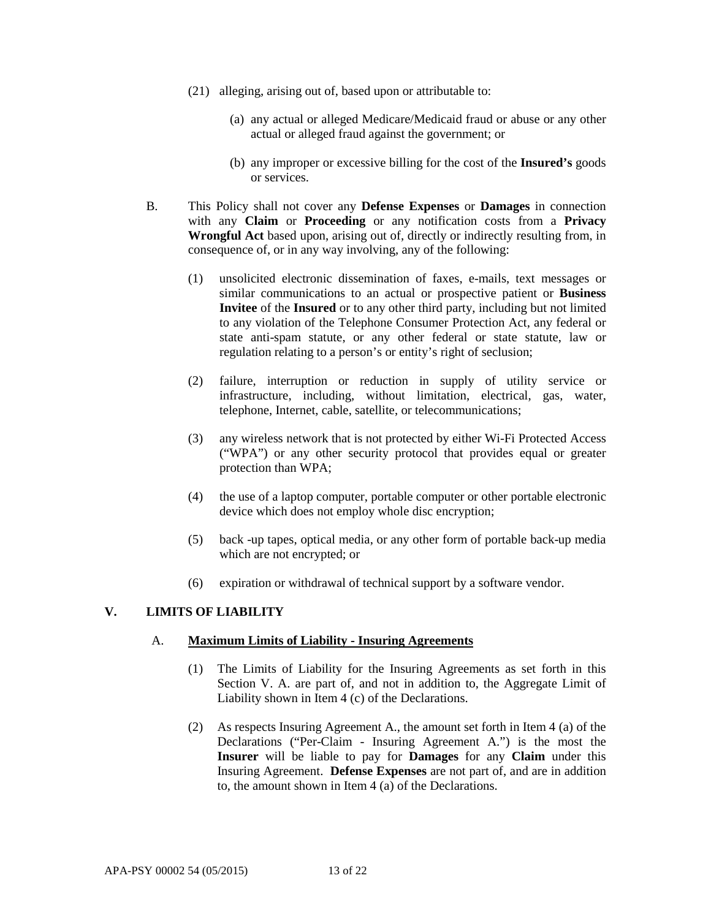(21) alleging, arising out of, based upon or attributable to:

  (a) any actual or alleged Medicare/Medicaid fraud or abuse or any other actual or alleged fraud against the government; or

  (b) any improper or excessive billing for the cost of the **Insured's** goods or services.

B. This Policy shall not cover any **Defense Expenses** or **Damages** in connection with any **Claim** or **Proceeding** or any notification costs from a **Privacy Wrongful Act** based upon, arising out of, directly or indirectly resulting from, in consequence of, or in any way involving, any of the following:

  (1) unsolicited electronic dissemination of faxes, e-mails, text messages or similar communications to an actual or prospective patient or **Business Invitee** of the **Insured** or to any other third party, including but not limited to any violation of the Telephone Consumer Protection Act, any federal or state anti-spam statute, or any other federal or state statute, law or regulation relating to a person's or entity's right of seclusion;

  (2) failure, interruption or reduction in supply of utility service or infrastructure, including, without limitation, electrical, gas, water, telephone, Internet, cable, satellite, or telecommunications;

  (3) any wireless network that is not protected by either Wi-Fi Protected Access ("WPA") or any other security protocol that provides equal or greater protection than WPA;

  (4) the use of a laptop computer, portable computer or other portable electronic device which does not employ whole disc encryption;

  (5) back -up tapes, optical media, or any other form of portable back-up media which are not encrypted; or

  (6) expiration or withdrawal of technical support by a software vendor.

## V. LIMITS OF LIABILITY

### A. Maximum Limits of Liability - Insuring Agreements

  (1) The Limits of Liability for the Insuring Agreements as set forth in this Section V. A. are part of, and not in addition to, the Aggregate Limit of Liability shown in Item 4 (c) of the Declarations.

  (2) As respects Insuring Agreement A., the amount set forth in Item 4 (a) of the Declarations ("Per-Claim - Insuring Agreement A.") is the most the **Insurer** will be liable to pay for **Damages** for any **Claim** under this Insuring Agreement. **Defense Expenses** are not part of, and are in addition to, the amount shown in Item 4 (a) of the Declarations.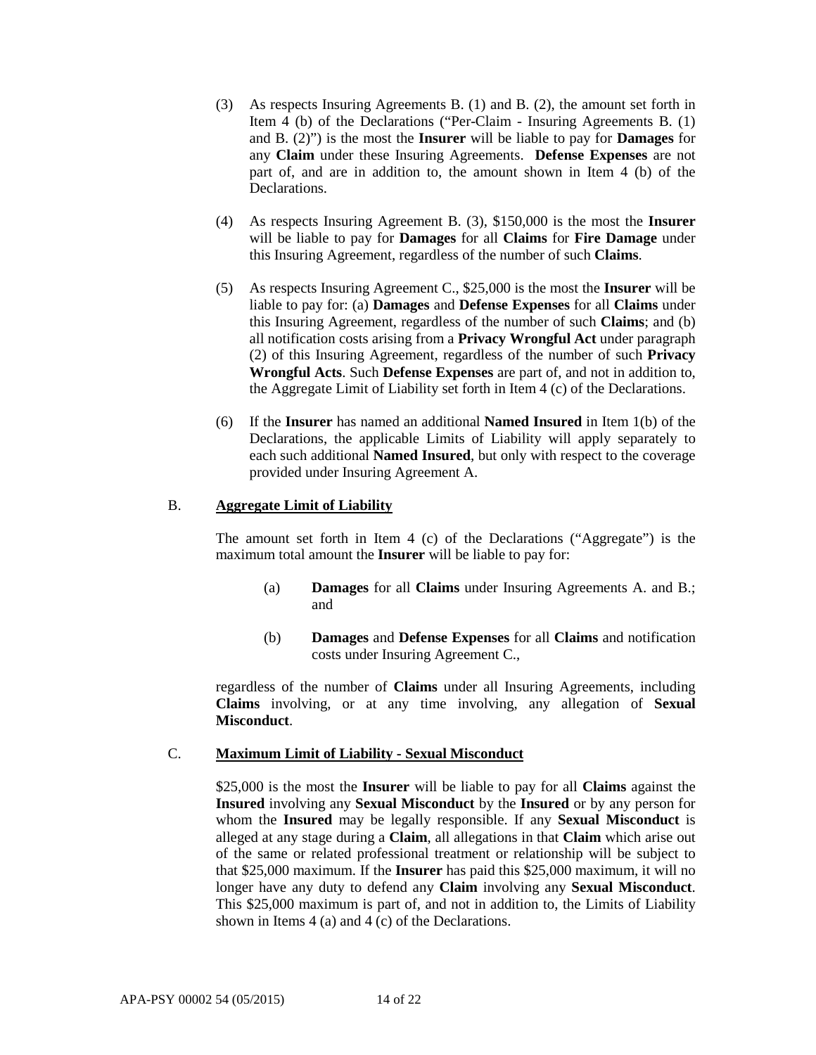(3) As respects Insuring Agreements B. (1) and B. (2), the amount set forth in Item 4 (b) of the Declarations ("Per-Claim - Insuring Agreements B. (1) and B. (2)") is the most the **Insurer** will be liable to pay for **Damages** for any **Claim** under these Insuring Agreements. **Defense Expenses** are not part of, and are in addition to, the amount shown in Item 4 (b) of the Declarations.

(4) As respects Insuring Agreement B. (3), $150,000 is the most the **Insurer** will be liable to pay for **Damages** for all **Claims** for **Fire Damage** under this Insuring Agreement, regardless of the number of such **Claims**.

(5) As respects Insuring Agreement C., $25,000 is the most the **Insurer** will be liable to pay for: (a) **Damages** and **Defense Expenses** for all **Claims** under this Insuring Agreement, regardless of the number of such **Claims**; and (b) all notification costs arising from a **Privacy Wrongful Act** under paragraph (2) of this Insuring Agreement, regardless of the number of such **Privacy Wrongful Acts**. Such **Defense Expenses** are part of, and not in addition to, the Aggregate Limit of Liability set forth in Item 4 (c) of the Declarations.

(6) If the **Insurer** has named an additional **Named Insured** in Item 1(b) of the Declarations, the applicable Limits of Liability will apply separately to each such additional **Named Insured**, but only with respect to the coverage provided under Insuring Agreement A.

B. **Aggregate Limit of Liability**

The amount set forth in Item 4 (c) of the Declarations ("Aggregate") is the maximum total amount the **Insurer** will be liable to pay for:

(a) **Damages** for all **Claims** under Insuring Agreements A. and B.; and

(b) **Damages** and **Defense Expenses** for all **Claims** and notification costs under Insuring Agreement C.,

regardless of the number of **Claims** under all Insuring Agreements, including **Claims** involving, or at any time involving, any allegation of **Sexual Misconduct**.

C. **Maximum Limit of Liability - Sexual Misconduct**

$25,000 is the most the **Insurer** will be liable to pay for all **Claims** against the **Insured** involving any **Sexual Misconduct** by the **Insured** or by any person for whom the **Insured** may be legally responsible. If any **Sexual Misconduct** is alleged at any stage during a **Claim**, all allegations in that **Claim** which arise out of the same or related professional treatment or relationship will be subject to that $25,000 maximum. If the **Insurer** has paid this $25,000 maximum, it will no longer have any duty to defend any **Claim** involving any **Sexual Misconduct**. This $25,000 maximum is part of, and not in addition to, the Limits of Liability shown in Items 4 (a) and 4 (c) of the Declarations.

APA-PSY 00002 54 (05/2015)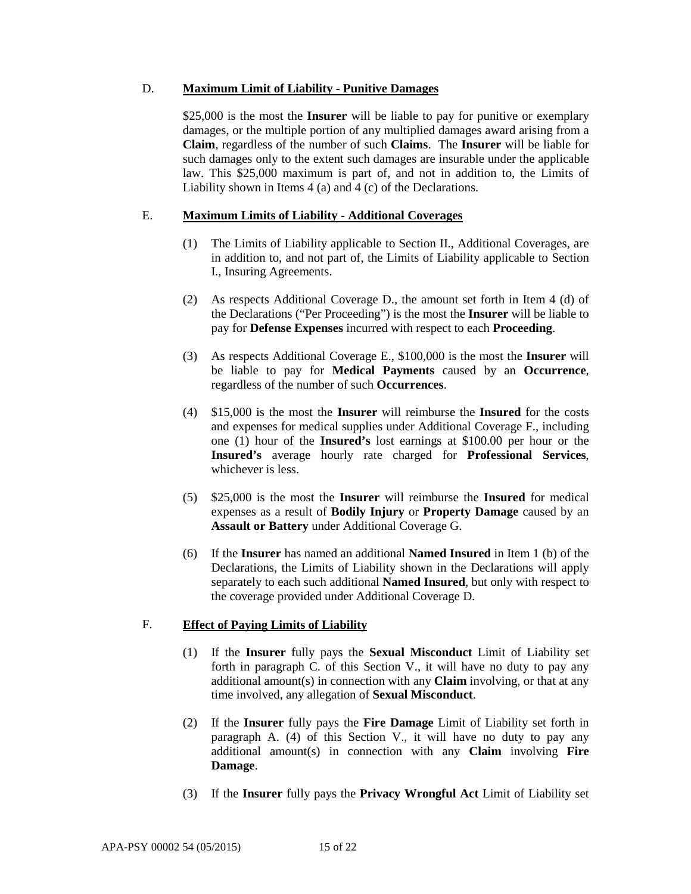D. **Maximum Limit of Liability - Punitive Damages**

$25,000 is the most the **Insurer** will be liable to pay for punitive or exemplary damages, or the multiple portion of any multiplied damages award arising from a **Claim**, regardless of the number of such **Claims**. The **Insurer** will be liable for such damages only to the extent such damages are insurable under the applicable law. This $25,000 maximum is part of, and not in addition to, the Limits of Liability shown in Items 4 (a) and 4 (c) of the Declarations.

E. **Maximum Limits of Liability - Additional Coverages**

(1) The Limits of Liability applicable to Section II., Additional Coverages, are in addition to, and not part of, the Limits of Liability applicable to Section I., Insuring Agreements.

(2) As respects Additional Coverage D., the amount set forth in Item 4 (d) of the Declarations ("Per Proceeding") is the most the **Insurer** will be liable to pay for **Defense Expenses** incurred with respect to each **Proceeding**.

(3) As respects Additional Coverage E., $100,000 is the most the **Insurer** will be liable to pay for **Medical Payments** caused by an **Occurrence**, regardless of the number of such **Occurrences**.

(4) $15,000 is the most the **Insurer** will reimburse the **Insured** for the costs and expenses for medical supplies under Additional Coverage F., including one (1) hour of the **Insured's** lost earnings at $100.00 per hour or the **Insured's** average hourly rate charged for **Professional Services**, whichever is less.

(5) $25,000 is the most the **Insurer** will reimburse the **Insured** for medical expenses as a result of **Bodily Injury** or **Property Damage** caused by an **Assault or Battery** under Additional Coverage G.

(6) If the **Insurer** has named an additional **Named Insured** in Item 1 (b) of the Declarations, the Limits of Liability shown in the Declarations will apply separately to each such additional **Named Insured**, but only with respect to the coverage provided under Additional Coverage D.

F. **Effect of Paying Limits of Liability**

(1) If the **Insurer** fully pays the **Sexual Misconduct** Limit of Liability set forth in paragraph C. of this Section V., it will have no duty to pay any additional amount(s) in connection with any **Claim** involving, or that at any time involved, any allegation of **Sexual Misconduct**.

(2) If the **Insurer** fully pays the **Fire Damage** Limit of Liability set forth in paragraph A. (4) of this Section V., it will have no duty to pay any additional amount(s) in connection with any **Claim** involving **Fire Damage**.

(3) If the **Insurer** fully pays the **Privacy Wrongful Act** Limit of Liability set

APA-PSY 00002 54 (05/2015)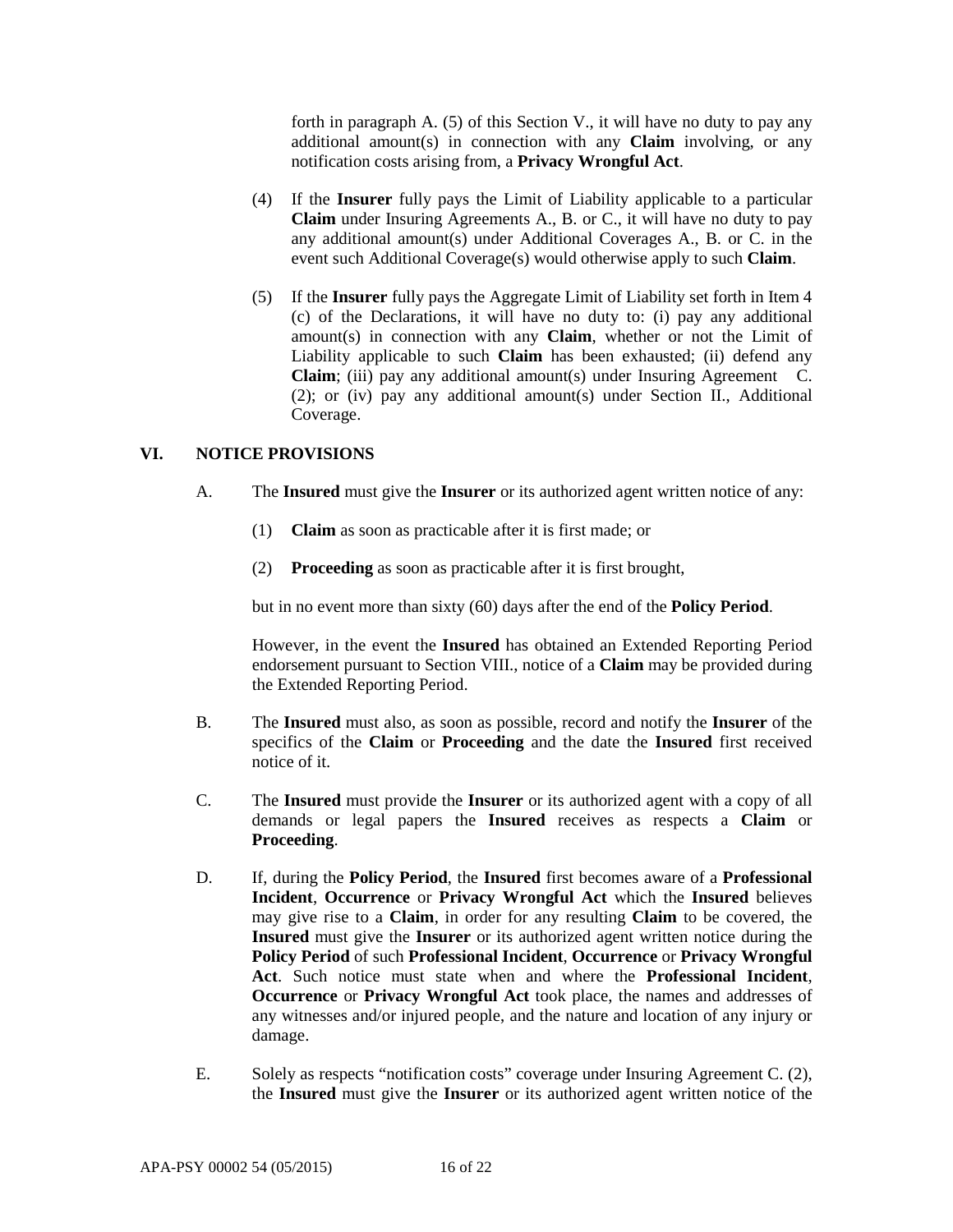forth in paragraph A. (5) of this Section V., it will have no duty to pay any additional amount(s) in connection with any **Claim** involving, or any notification costs arising from, a **Privacy Wrongful Act**.

(4) If the **Insurer** fully pays the Limit of Liability applicable to a particular **Claim** under Insuring Agreements A., B. or C., it will have no duty to pay any additional amount(s) under Additional Coverages A., B. or C. in the event such Additional Coverage(s) would otherwise apply to such **Claim**.

(5) If the **Insurer** fully pays the Aggregate Limit of Liability set forth in Item 4 (c) of the Declarations, it will have no duty to: (i) pay any additional amount(s) in connection with any **Claim**, whether or not the Limit of Liability applicable to such **Claim** has been exhausted; (ii) defend any **Claim**; (iii) pay any additional amount(s) under Insuring Agreement C. (2); or (iv) pay any additional amount(s) under Section II., Additional Coverage.

## VI. NOTICE PROVISIONS

A. The **Insured** must give the **Insurer** or its authorized agent written notice of any:

(1) **Claim** as soon as practicable after it is first made; or

(2) **Proceeding** as soon as practicable after it is first brought,

but in no event more than sixty (60) days after the end of the **Policy Period**.

However, in the event the **Insured** has obtained an Extended Reporting Period endorsement pursuant to Section VIII., notice of a **Claim** may be provided during the Extended Reporting Period.

B. The **Insured** must also, as soon as possible, record and notify the **Insurer** of the specifics of the **Claim** or **Proceeding** and the date the **Insured** first received notice of it.

C. The **Insured** must provide the **Insurer** or its authorized agent with a copy of all demands or legal papers the **Insured** receives as respects a **Claim** or **Proceeding**.

D. If, during the **Policy Period**, the **Insured** first becomes aware of a **Professional Incident**, **Occurrence** or **Privacy Wrongful Act** which the **Insured** believes may give rise to a **Claim**, in order for any resulting **Claim** to be covered, the **Insured** must give the **Insurer** or its authorized agent written notice during the **Policy Period** of such **Professional Incident**, **Occurrence** or **Privacy Wrongful Act**. Such notice must state when and where the **Professional Incident**, **Occurrence** or **Privacy Wrongful Act** took place, the names and addresses of any witnesses and/or injured people, and the nature and location of any injury or damage.

E. Solely as respects "notification costs" coverage under Insuring Agreement C. (2), the **Insured** must give the **Insurer** or its authorized agent written notice of the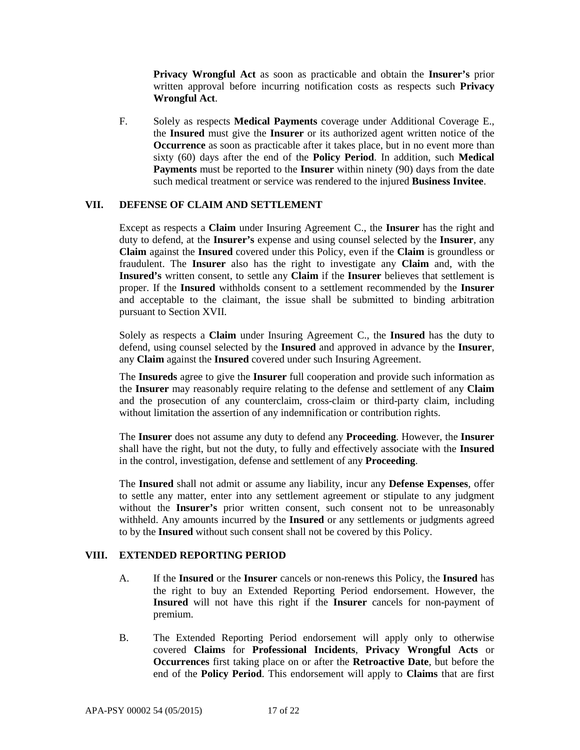**Privacy Wrongful Act** as soon as practicable and obtain the **Insurer's** prior written approval before incurring notification costs as respects such **Privacy Wrongful Act**.

F. Solely as respects **Medical Payments** coverage under Additional Coverage E., the **Insured** must give the **Insurer** or its authorized agent written notice of the **Occurrence** as soon as practicable after it takes place, but in no event more than sixty (60) days after the end of the **Policy Period**. In addition, such **Medical Payments** must be reported to the **Insurer** within ninety (90) days from the date such medical treatment or service was rendered to the injured **Business Invitee**.

## VII. DEFENSE OF CLAIM AND SETTLEMENT

Except as respects a **Claim** under Insuring Agreement C., the **Insurer** has the right and duty to defend, at the **Insurer's** expense and using counsel selected by the **Insurer**, any **Claim** against the **Insured** covered under this Policy, even if the **Claim** is groundless or fraudulent. The **Insurer** also has the right to investigate any **Claim** and, with the **Insured's** written consent, to settle any **Claim** if the **Insurer** believes that settlement is proper. If the **Insured** withholds consent to a settlement recommended by the **Insurer** and acceptable to the claimant, the issue shall be submitted to binding arbitration pursuant to Section XVII.

Solely as respects a **Claim** under Insuring Agreement C., the **Insured** has the duty to defend, using counsel selected by the **Insured** and approved in advance by the **Insurer**, any **Claim** against the **Insured** covered under such Insuring Agreement.

The **Insureds** agree to give the **Insurer** full cooperation and provide such information as the **Insurer** may reasonably require relating to the defense and settlement of any **Claim** and the prosecution of any counterclaim, cross-claim or third-party claim, including without limitation the assertion of any indemnification or contribution rights.

The **Insurer** does not assume any duty to defend any **Proceeding**. However, the **Insurer** shall have the right, but not the duty, to fully and effectively associate with the **Insured** in the control, investigation, defense and settlement of any **Proceeding**.

The **Insured** shall not admit or assume any liability, incur any **Defense Expenses**, offer to settle any matter, enter into any settlement agreement or stipulate to any judgment without the **Insurer's** prior written consent, such consent not to be unreasonably withheld. Any amounts incurred by the **Insured** or any settlements or judgments agreed to by the **Insured** without such consent shall not be covered by this Policy.

## VIII. EXTENDED REPORTING PERIOD

A. If the **Insured** or the **Insurer** cancels or non-renews this Policy, the **Insured** has the right to buy an Extended Reporting Period endorsement. However, the **Insured** will not have this right if the **Insurer** cancels for non-payment of premium.

B. The Extended Reporting Period endorsement will apply only to otherwise covered **Claims** for **Professional Incidents**, **Privacy Wrongful Acts** or **Occurrences** first taking place on or after the **Retroactive Date**, but before the end of the **Policy Period**. This endorsement will apply to **Claims** that are first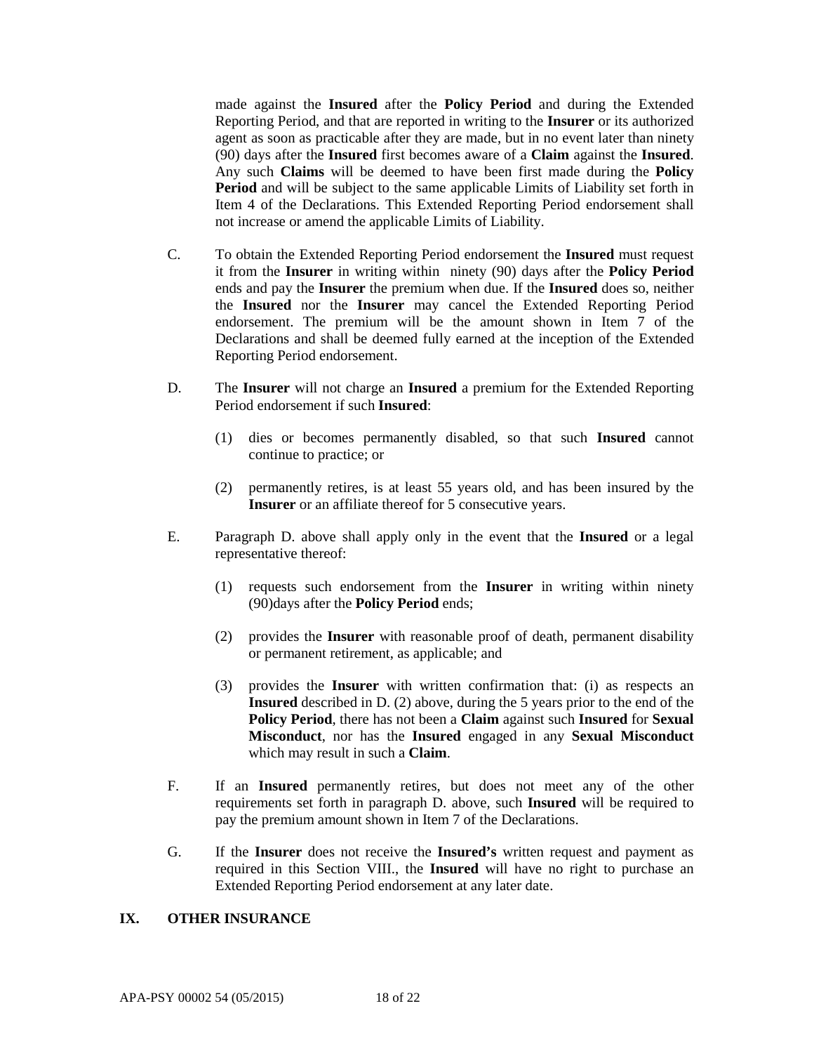made against the **Insured** after the **Policy Period** and during the Extended Reporting Period, and that are reported in writing to the **Insurer** or its authorized agent as soon as practicable after they are made, but in no event later than ninety (90) days after the **Insured** first becomes aware of a **Claim** against the **Insured**. Any such **Claims** will be deemed to have been first made during the **Policy Period** and will be subject to the same applicable Limits of Liability set forth in Item 4 of the Declarations. This Extended Reporting Period endorsement shall not increase or amend the applicable Limits of Liability.

C. To obtain the Extended Reporting Period endorsement the **Insured** must request it from the **Insurer** in writing within ninety (90) days after the **Policy Period** ends and pay the **Insurer** the premium when due. If the **Insured** does so, neither the **Insured** nor the **Insurer** may cancel the Extended Reporting Period endorsement. The premium will be the amount shown in Item 7 of the Declarations and shall be deemed fully earned at the inception of the Extended Reporting Period endorsement.

D. The **Insurer** will not charge an **Insured** a premium for the Extended Reporting Period endorsement if such **Insured**:

   (1) dies or becomes permanently disabled, so that such **Insured** cannot continue to practice; or

   (2) permanently retires, is at least 55 years old, and has been insured by the **Insurer** or an affiliate thereof for 5 consecutive years.

E. Paragraph D. above shall apply only in the event that the **Insured** or a legal representative thereof:

   (1) requests such endorsement from the **Insurer** in writing within ninety (90)days after the **Policy Period** ends;

   (2) provides the **Insurer** with reasonable proof of death, permanent disability or permanent retirement, as applicable; and

   (3) provides the **Insurer** with written confirmation that: (i) as respects an **Insured** described in D. (2) above, during the 5 years prior to the end of the **Policy Period**, there has not been a **Claim** against such **Insured** for **Sexual Misconduct**, nor has the **Insured** engaged in any **Sexual Misconduct** which may result in such a **Claim**.

F. If an **Insured** permanently retires, but does not meet any of the other requirements set forth in paragraph D. above, such **Insured** will be required to pay the premium amount shown in Item 7 of the Declarations.

G. If the **Insurer** does not receive the **Insured's** written request and payment as required in this Section VIII., the **Insured** will have no right to purchase an Extended Reporting Period endorsement at any later date.

## IX. OTHER INSURANCE

APA-PSY 00002 54 (05/2015)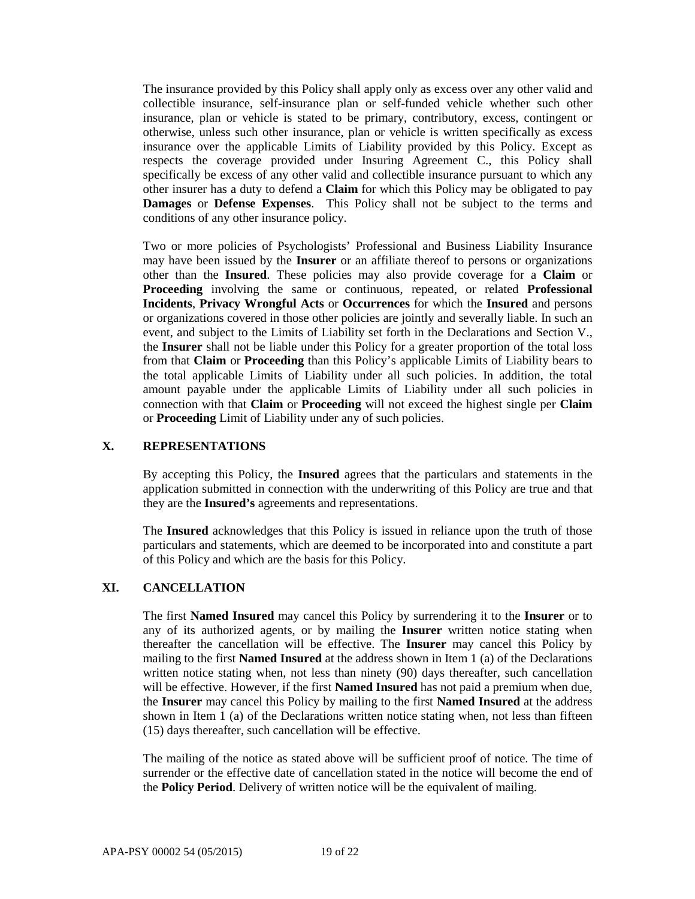The insurance provided by this Policy shall apply only as excess over any other valid and collectible insurance, self-insurance plan or self-funded vehicle whether such other insurance, plan or vehicle is stated to be primary, contributory, excess, contingent or otherwise, unless such other insurance, plan or vehicle is written specifically as excess insurance over the applicable Limits of Liability provided by this Policy. Except as respects the coverage provided under Insuring Agreement C., this Policy shall specifically be excess of any other valid and collectible insurance pursuant to which any other insurer has a duty to defend a **Claim** for which this Policy may be obligated to pay **Damages** or **Defense Expenses**. This Policy shall not be subject to the terms and conditions of any other insurance policy.

Two or more policies of Psychologists' Professional and Business Liability Insurance may have been issued by the **Insurer** or an affiliate thereof to persons or organizations other than the **Insured**. These policies may also provide coverage for a **Claim** or **Proceeding** involving the same or continuous, repeated, or related **Professional Incidents**, **Privacy Wrongful Acts** or **Occurrences** for which the **Insured** and persons or organizations covered in those other policies are jointly and severally liable. In such an event, and subject to the Limits of Liability set forth in the Declarations and Section V., the **Insurer** shall not be liable under this Policy for a greater proportion of the total loss from that **Claim** or **Proceeding** than this Policy's applicable Limits of Liability bears to the total applicable Limits of Liability under all such policies. In addition, the total amount payable under the applicable Limits of Liability under all such policies in connection with that **Claim** or **Proceeding** will not exceed the highest single per **Claim** or **Proceeding** Limit of Liability under any of such policies.

## X. REPRESENTATIONS

By accepting this Policy, the **Insured** agrees that the particulars and statements in the application submitted in connection with the underwriting of this Policy are true and that they are the **Insured's** agreements and representations.

The **Insured** acknowledges that this Policy is issued in reliance upon the truth of those particulars and statements, which are deemed to be incorporated into and constitute a part of this Policy and which are the basis for this Policy.

## XI. CANCELLATION

The first **Named Insured** may cancel this Policy by surrendering it to the **Insurer** or to any of its authorized agents, or by mailing the **Insurer** written notice stating when thereafter the cancellation will be effective. The **Insurer** may cancel this Policy by mailing to the first **Named Insured** at the address shown in Item 1 (a) of the Declarations written notice stating when, not less than ninety (90) days thereafter, such cancellation will be effective. However, if the first **Named Insured** has not paid a premium when due, the **Insurer** may cancel this Policy by mailing to the first **Named Insured** at the address shown in Item 1 (a) of the Declarations written notice stating when, not less than fifteen (15) days thereafter, such cancellation will be effective.

The mailing of the notice as stated above will be sufficient proof of notice. The time of surrender or the effective date of cancellation stated in the notice will become the end of the **Policy Period**. Delivery of written notice will be the equivalent of mailing.

APA-PSY 00002 54 (05/2015)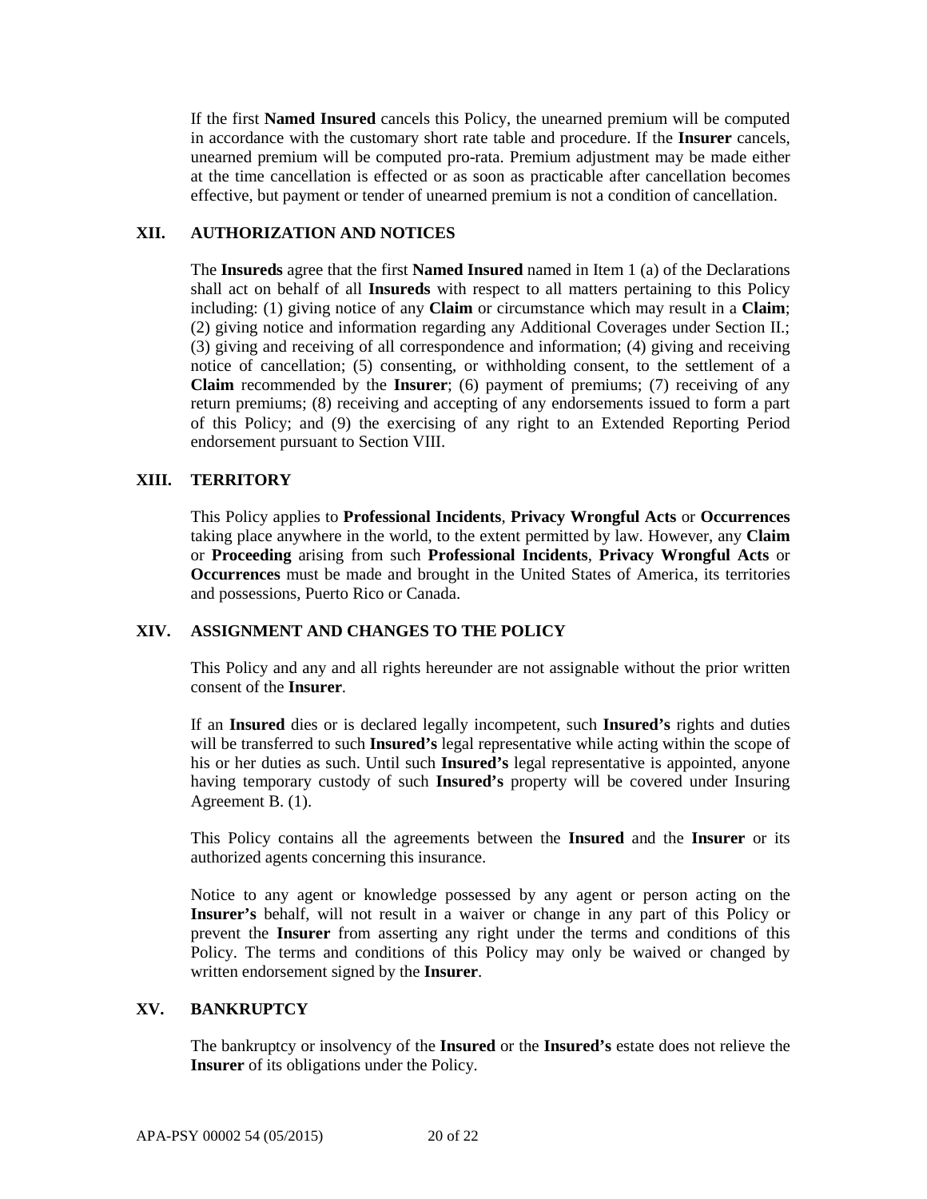If the first **Named Insured** cancels this Policy, the unearned premium will be computed in accordance with the customary short rate table and procedure. If the **Insurer** cancels, unearned premium will be computed pro-rata. Premium adjustment may be made either at the time cancellation is effected or as soon as practicable after cancellation becomes effective, but payment or tender of unearned premium is not a condition of cancellation.

## XII. AUTHORIZATION AND NOTICES

The **Insureds** agree that the first **Named Insured** named in Item 1 (a) of the Declarations shall act on behalf of all **Insureds** with respect to all matters pertaining to this Policy including: (1) giving notice of any **Claim** or circumstance which may result in a **Claim**; (2) giving notice and information regarding any Additional Coverages under Section II.; (3) giving and receiving of all correspondence and information; (4) giving and receiving notice of cancellation; (5) consenting, or withholding consent, to the settlement of a **Claim** recommended by the **Insurer**; (6) payment of premiums; (7) receiving of any return premiums; (8) receiving and accepting of any endorsements issued to form a part of this Policy; and (9) the exercising of any right to an Extended Reporting Period endorsement pursuant to Section VIII.

## XIII. TERRITORY

This Policy applies to **Professional Incidents**, **Privacy Wrongful Acts** or **Occurrences** taking place anywhere in the world, to the extent permitted by law. However, any **Claim** or **Proceeding** arising from such **Professional Incidents**, **Privacy Wrongful Acts** or **Occurrences** must be made and brought in the United States of America, its territories and possessions, Puerto Rico or Canada.

## XIV. ASSIGNMENT AND CHANGES TO THE POLICY

This Policy and any and all rights hereunder are not assignable without the prior written consent of the **Insurer**.

If an **Insured** dies or is declared legally incompetent, such **Insured's** rights and duties will be transferred to such **Insured's** legal representative while acting within the scope of his or her duties as such. Until such **Insured's** legal representative is appointed, anyone having temporary custody of such **Insured's** property will be covered under Insuring Agreement B. (1).

This Policy contains all the agreements between the **Insured** and the **Insurer** or its authorized agents concerning this insurance.

Notice to any agent or knowledge possessed by any agent or person acting on the **Insurer's** behalf, will not result in a waiver or change in any part of this Policy or prevent the **Insurer** from asserting any right under the terms and conditions of this Policy. The terms and conditions of this Policy may only be waived or changed by written endorsement signed by the **Insurer**.

## XV. BANKRUPTCY

The bankruptcy or insolvency of the **Insured** or the **Insured's** estate does not relieve the **Insurer** of its obligations under the Policy.

APA-PSY 00002 54 (05/2015)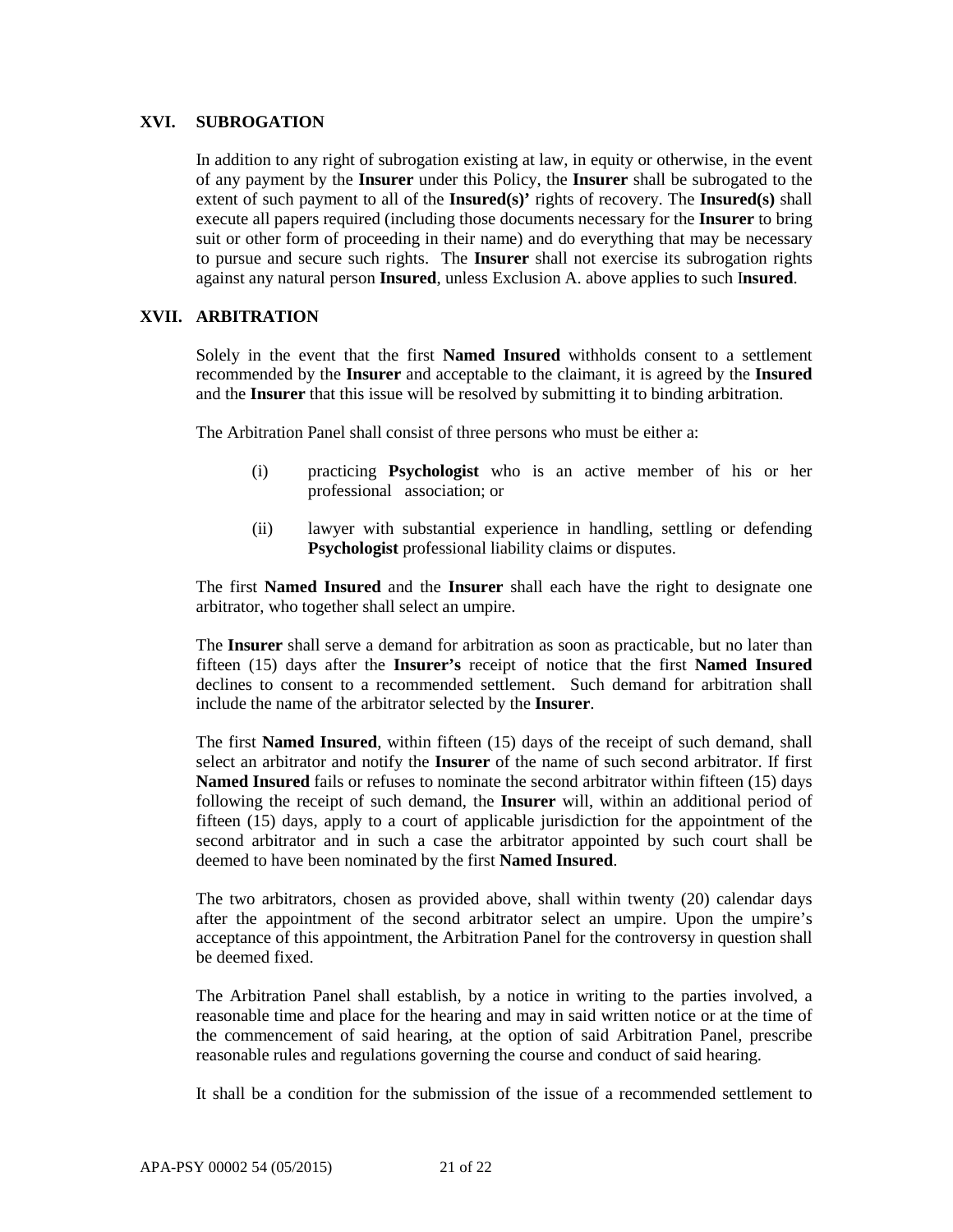## XVI. SUBROGATION

In addition to any right of subrogation existing at law, in equity or otherwise, in the event of any payment by the **Insurer** under this Policy, the **Insurer** shall be subrogated to the extent of such payment to all of the **Insured(s)'** rights of recovery. The **Insured(s)** shall execute all papers required (including those documents necessary for the **Insurer** to bring suit or other form of proceeding in their name) and do everything that may be necessary to pursue and secure such rights. The **Insurer** shall not exercise its subrogation rights against any natural person **Insured**, unless Exclusion A. above applies to such I**nsured**.

## XVII. ARBITRATION

Solely in the event that the first **Named Insured** withholds consent to a settlement recommended by the **Insurer** and acceptable to the claimant, it is agreed by the **Insured** and the **Insurer** that this issue will be resolved by submitting it to binding arbitration.

The Arbitration Panel shall consist of three persons who must be either a:

(i) practicing **Psychologist** who is an active member of his or her professional association; or

(ii) lawyer with substantial experience in handling, settling or defending **Psychologist** professional liability claims or disputes.

The first **Named Insured** and the **Insurer** shall each have the right to designate one arbitrator, who together shall select an umpire.

The **Insurer** shall serve a demand for arbitration as soon as practicable, but no later than fifteen (15) days after the **Insurer's** receipt of notice that the first **Named Insured** declines to consent to a recommended settlement. Such demand for arbitration shall include the name of the arbitrator selected by the **Insurer**.

The first **Named Insured**, within fifteen (15) days of the receipt of such demand, shall select an arbitrator and notify the **Insurer** of the name of such second arbitrator. If first **Named Insured** fails or refuses to nominate the second arbitrator within fifteen (15) days following the receipt of such demand, the **Insurer** will, within an additional period of fifteen (15) days, apply to a court of applicable jurisdiction for the appointment of the second arbitrator and in such a case the arbitrator appointed by such court shall be deemed to have been nominated by the first **Named Insured**.

The two arbitrators, chosen as provided above, shall within twenty (20) calendar days after the appointment of the second arbitrator select an umpire. Upon the umpire's acceptance of this appointment, the Arbitration Panel for the controversy in question shall be deemed fixed.

The Arbitration Panel shall establish, by a notice in writing to the parties involved, a reasonable time and place for the hearing and may in said written notice or at the time of the commencement of said hearing, at the option of said Arbitration Panel, prescribe reasonable rules and regulations governing the course and conduct of said hearing.

It shall be a condition for the submission of the issue of a recommended settlement to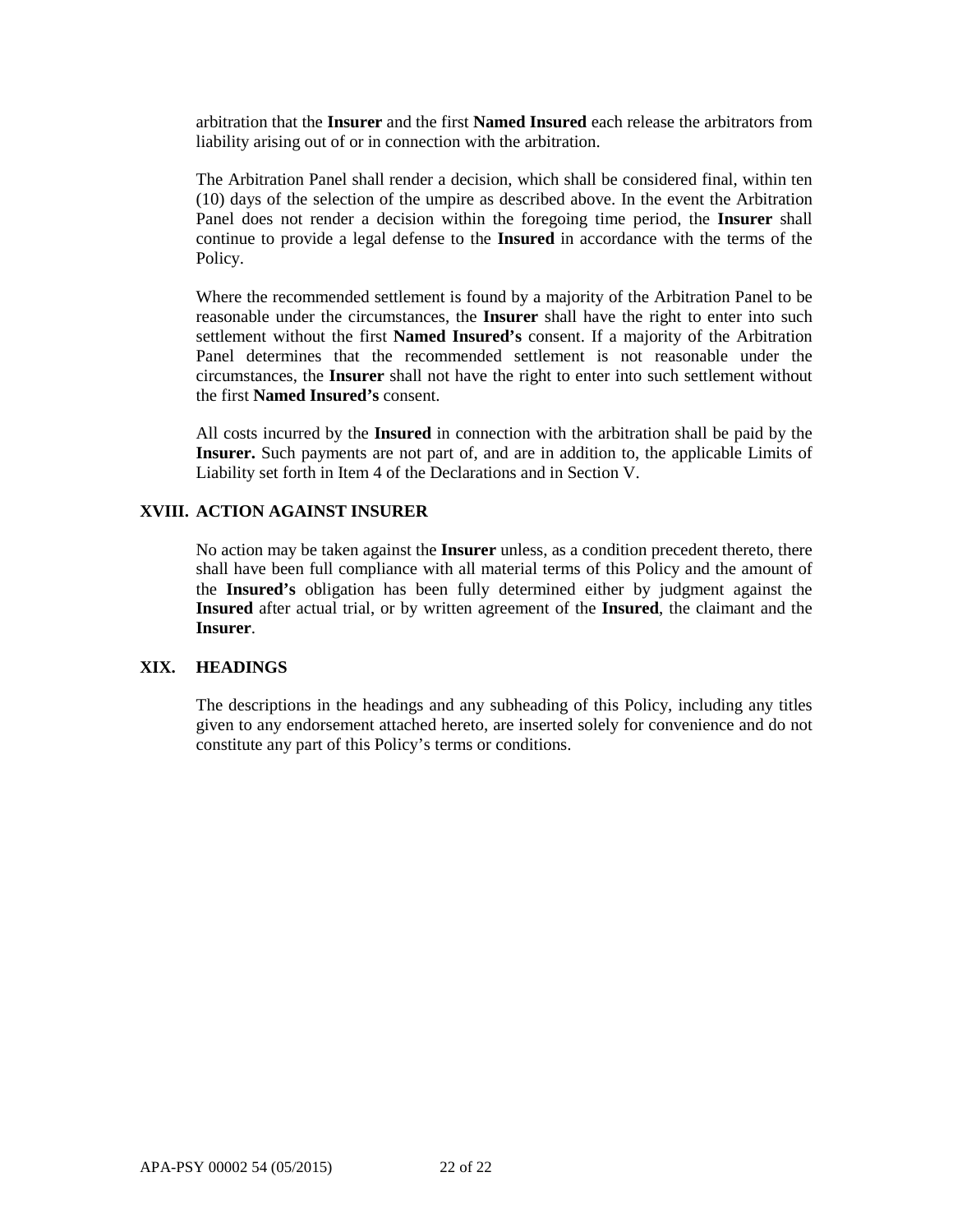arbitration that the **Insurer** and the first **Named Insured** each release the arbitrators from liability arising out of or in connection with the arbitration.

The Arbitration Panel shall render a decision, which shall be considered final, within ten (10) days of the selection of the umpire as described above. In the event the Arbitration Panel does not render a decision within the foregoing time period, the **Insurer** shall continue to provide a legal defense to the **Insured** in accordance with the terms of the Policy.

Where the recommended settlement is found by a majority of the Arbitration Panel to be reasonable under the circumstances, the **Insurer** shall have the right to enter into such settlement without the first **Named Insured's** consent. If a majority of the Arbitration Panel determines that the recommended settlement is not reasonable under the circumstances, the **Insurer** shall not have the right to enter into such settlement without the first **Named Insured's** consent.

All costs incurred by the **Insured** in connection with the arbitration shall be paid by the **Insurer.** Such payments are not part of, and are in addition to, the applicable Limits of Liability set forth in Item 4 of the Declarations and in Section V.

## XVIII. ACTION AGAINST INSURER

No action may be taken against the **Insurer** unless, as a condition precedent thereto, there shall have been full compliance with all material terms of this Policy and the amount of the **Insured's** obligation has been fully determined either by judgment against the **Insured** after actual trial, or by written agreement of the **Insured**, the claimant and the **Insurer**.

## XIX. HEADINGS

The descriptions in the headings and any subheading of this Policy, including any titles given to any endorsement attached hereto, are inserted solely for convenience and do not constitute any part of this Policy's terms or conditions.

APA-PSY 00002 54 (05/2015)